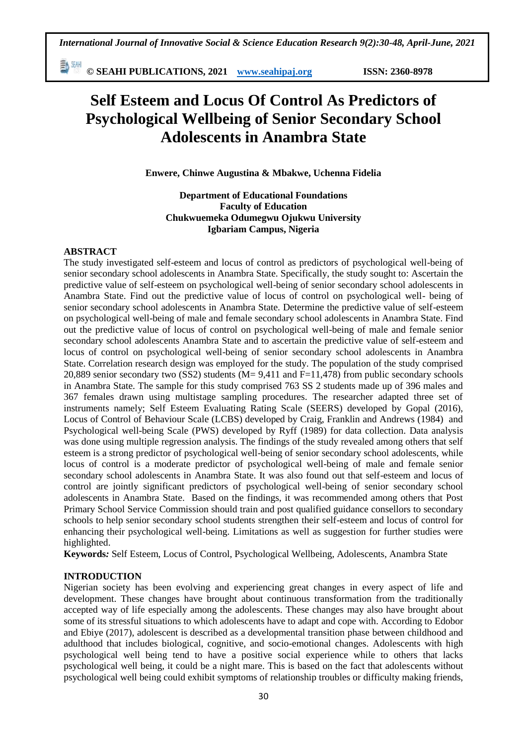# Self Esteem and Locus Of Control As Predictors of Psychological Wellbeing of Senior Secondary School Adolescents in Anambra State

**Enwere, Chinwe Augustina & Mbakwe, Uchenna Fidelia**

**Department of Educational Foundations**
**Faculty of Education**
**Chukwuemeka Odumegwu Ojukwu University**
**Igbariam Campus, Nigeria**

## ABSTRACT

The study investigated self-esteem and locus of control as predictors of psychological well-being of senior secondary school adolescents in Anambra State. Specifically, the study sought to: Ascertain the predictive value of self-esteem on psychological well-being of senior secondary school adolescents in Anambra State. Find out the predictive value of locus of control on psychological well- being of senior secondary school adolescents in Anambra State. Determine the predictive value of self-esteem on psychological well-being of male and female secondary school adolescents in Anambra State. Find out the predictive value of locus of control on psychological well-being of male and female senior secondary school adolescents Anambra State and to ascertain the predictive value of self-esteem and locus of control on psychological well-being of senior secondary school adolescents in Anambra State. Correlation research design was employed for the study. The population of the study comprised 20,889 senior secondary two (SS2) students (M= 9,411 and F=11,478) from public secondary schools in Anambra State. The sample for this study comprised 763 SS 2 students made up of 396 males and 367 females drawn using multistage sampling procedures. The researcher adapted three set of instruments namely; Self Esteem Evaluating Rating Scale (SEERS) developed by Gopal (2016), Locus of Control of Behaviour Scale (LCBS) developed by Craig, Franklin and Andrews (1984) and Psychological well-being Scale (PWS) developed by Ryff (1989) for data collection. Data analysis was done using multiple regression analysis. The findings of the study revealed among others that self esteem is a strong predictor of psychological well-being of senior secondary school adolescents, while locus of control is a moderate predictor of psychological well-being of male and female senior secondary school adolescents in Anambra State. It was also found out that self-esteem and locus of control are jointly significant predictors of psychological well-being of senior secondary school adolescents in Anambra State. Based on the findings, it was recommended among others that Post Primary School Service Commission should train and post qualified guidance consellors to secondary schools to help senior secondary school students strengthen their self-esteem and locus of control for enhancing their psychological well-being. Limitations as well as suggestion for further studies were highlighted.

**Keywords:** Self Esteem, Locus of Control, Psychological Wellbeing, Adolescents, Anambra State

## INTRODUCTION

Nigerian society has been evolving and experiencing great changes in every aspect of life and development. These changes have brought about continuous transformation from the traditionally accepted way of life especially among the adolescents. These changes may also have brought about some of its stressful situations to which adolescents have to adapt and cope with. According to Edobor and Ebiye (2017), adolescent is described as a developmental transition phase between childhood and adulthood that includes biological, cognitive, and socio-emotional changes. Adolescents with high psychological well being tend to have a positive social experience while to others that lacks psychological well being, it could be a night mare. This is based on the fact that adolescents without psychological well being could exhibit symptoms of relationship troubles or difficulty making friends,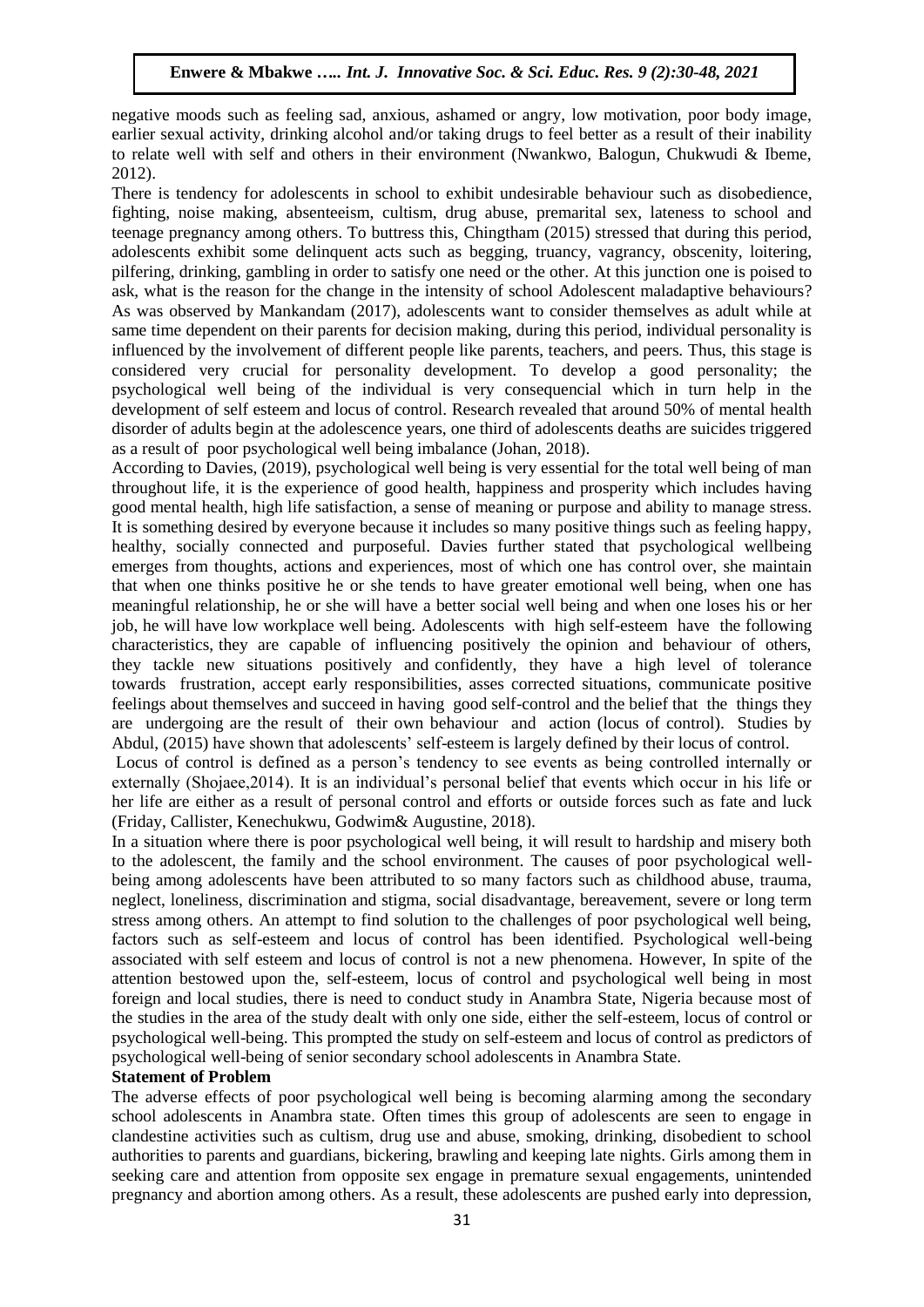negative moods such as feeling sad, anxious, ashamed or angry, low motivation, poor body image, earlier sexual activity, drinking alcohol and/or taking drugs to feel better as a result of their inability to relate well with self and others in their environment (Nwankwo, Balogun, Chukwudi & Ibeme, 2012).

There is tendency for adolescents in school to exhibit undesirable behaviour such as disobedience, fighting, noise making, absenteeism, cultism, drug abuse, premarital sex, lateness to school and teenage pregnancy among others. To buttress this, Chingtham (2015) stressed that during this period, adolescents exhibit some delinquent acts such as begging, truancy, vagrancy, obscenity, loitering, pilfering, drinking, gambling in order to satisfy one need or the other. At this junction one is poised to ask, what is the reason for the change in the intensity of school Adolescent maladaptive behaviours? As was observed by Mankandam (2017), adolescents want to consider themselves as adult while at same time dependent on their parents for decision making, during this period, individual personality is influenced by the involvement of different people like parents, teachers, and peers. Thus, this stage is considered very crucial for personality development. To develop a good personality; the psychological well being of the individual is very consequencial which in turn help in the development of self esteem and locus of control. Research revealed that around 50% of mental health disorder of adults begin at the adolescence years, one third of adolescents deaths are suicides triggered as a result of poor psychological well being imbalance (Johan, 2018).

According to Davies, (2019), psychological well being is very essential for the total well being of man throughout life, it is the experience of good health, happiness and prosperity which includes having good mental health, high life satisfaction, a sense of meaning or purpose and ability to manage stress. It is something desired by everyone because it includes so many positive things such as feeling happy, healthy, socially connected and purposeful. Davies further stated that psychological wellbeing emerges from thoughts, actions and experiences, most of which one has control over, she maintain that when one thinks positive he or she tends to have greater emotional well being, when one has meaningful relationship, he or she will have a better social well being and when one loses his or her job, he will have low workplace well being. Adolescents with high self-esteem have the following characteristics, they are capable of influencing positively the opinion and behaviour of others, they tackle new situations positively and confidently, they have a high level of tolerance towards frustration, accept early responsibilities, asses corrected situations, communicate positive feelings about themselves and succeed in having good self-control and the belief that the things they are undergoing are the result of their own behaviour and action (locus of control). Studies by Abdul, (2015) have shown that adolescents' self-esteem is largely defined by their locus of control.

Locus of control is defined as a person's tendency to see events as being controlled internally or externally (Shojaee,2014). It is an individual's personal belief that events which occur in his life or her life are either as a result of personal control and efforts or outside forces such as fate and luck (Friday, Callister, Kenechukwu, Godwim& Augustine, 2018).

In a situation where there is poor psychological well being, it will result to hardship and misery both to the adolescent, the family and the school environment. The causes of poor psychological well-being among adolescents have been attributed to so many factors such as childhood abuse, trauma, neglect, loneliness, discrimination and stigma, social disadvantage, bereavement, severe or long term stress among others. An attempt to find solution to the challenges of poor psychological well being, factors such as self-esteem and locus of control has been identified. Psychological well-being associated with self esteem and locus of control is not a new phenomena. However, In spite of the attention bestowed upon the, self-esteem, locus of control and psychological well being in most foreign and local studies, there is need to conduct study in Anambra State, Nigeria because most of the studies in the area of the study dealt with only one side, either the self-esteem, locus of control or psychological well-being. This prompted the study on self-esteem and locus of control as predictors of psychological well-being of senior secondary school adolescents in Anambra State.

## Statement of Problem

The adverse effects of poor psychological well being is becoming alarming among the secondary school adolescents in Anambra state. Often times this group of adolescents are seen to engage in clandestine activities such as cultism, drug use and abuse, smoking, drinking, disobedient to school authorities to parents and guardians, bickering, brawling and keeping late nights. Girls among them in seeking care and attention from opposite sex engage in premature sexual engagements, unintended pregnancy and abortion among others. As a result, these adolescents are pushed early into depression,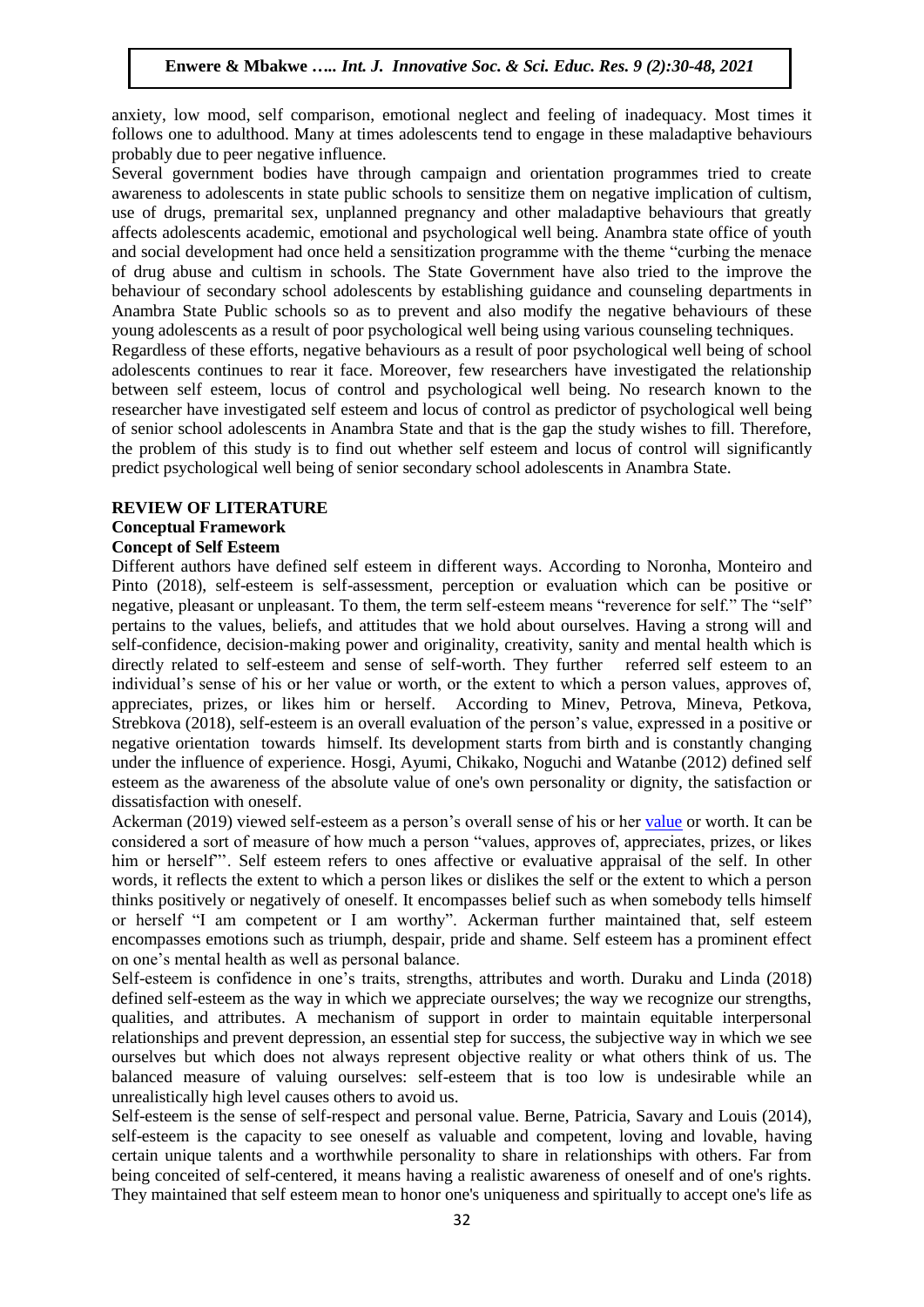anxiety, low mood, self comparison, emotional neglect and feeling of inadequacy. Most times it follows one to adulthood. Many at times adolescents tend to engage in these maladaptive behaviours probably due to peer negative influence.

Several government bodies have through campaign and orientation programmes tried to create awareness to adolescents in state public schools to sensitize them on negative implication of cultism, use of drugs, premarital sex, unplanned pregnancy and other maladaptive behaviours that greatly affects adolescents academic, emotional and psychological well being. Anambra state office of youth and social development had once held a sensitization programme with the theme "curbing the menace of drug abuse and cultism in schools. The State Government have also tried to the improve the behaviour of secondary school adolescents by establishing guidance and counseling departments in Anambra State Public schools so as to prevent and also modify the negative behaviours of these young adolescents as a result of poor psychological well being using various counseling techniques.

Regardless of these efforts, negative behaviours as a result of poor psychological well being of school adolescents continues to rear it face. Moreover, few researchers have investigated the relationship between self esteem, locus of control and psychological well being. No research known to the researcher have investigated self esteem and locus of control as predictor of psychological well being of senior school adolescents in Anambra State and that is the gap the study wishes to fill. Therefore, the problem of this study is to find out whether self esteem and locus of control will significantly predict psychological well being of senior secondary school adolescents in Anambra State.

## REVIEW OF LITERATURE

### Conceptual Framework

#### Concept of Self Esteem

Different authors have defined self esteem in different ways. According to Noronha, Monteiro and Pinto (2018), self-esteem is self-assessment, perception or evaluation which can be positive or negative, pleasant or unpleasant. To them, the term self-esteem means "reverence for self." The "self" pertains to the values, beliefs, and attitudes that we hold about ourselves. Having a strong will and self-confidence, decision-making power and originality, creativity, sanity and mental health which is directly related to self-esteem and sense of self-worth. They further referred self esteem to an individual's sense of his or her value or worth, or the extent to which a person values, approves of, appreciates, prizes, or likes him or herself. According to Minev, Petrova, Mineva, Petkova, Strebkova (2018), self-esteem is an overall evaluation of the person's value, expressed in a positive or negative orientation towards himself. Its development starts from birth and is constantly changing under the influence of experience. Hosgi, Ayumi, Chikako, Noguchi and Watanbe (2012) defined self esteem as the awareness of the absolute value of one's own personality or dignity, the satisfaction or dissatisfaction with oneself.

Ackerman (2019) viewed self-esteem as a person's overall sense of his or her value or worth. It can be considered a sort of measure of how much a person "values, approves of, appreciates, prizes, or likes him or herself"'. Self esteem refers to ones affective or evaluative appraisal of the self. In other words, it reflects the extent to which a person likes or dislikes the self or the extent to which a person thinks positively or negatively of oneself. It encompasses belief such as when somebody tells himself or herself "I am competent or I am worthy". Ackerman further maintained that, self esteem encompasses emotions such as triumph, despair, pride and shame. Self esteem has a prominent effect on one's mental health as well as personal balance.

Self-esteem is confidence in one's traits, strengths, attributes and worth. Duraku and Linda (2018) defined self-esteem as the way in which we appreciate ourselves; the way we recognize our strengths, qualities, and attributes. A mechanism of support in order to maintain equitable interpersonal relationships and prevent depression, an essential step for success, the subjective way in which we see ourselves but which does not always represent objective reality or what others think of us. The balanced measure of valuing ourselves: self-esteem that is too low is undesirable while an unrealistically high level causes others to avoid us.

Self-esteem is the sense of self-respect and personal value. Berne, Patricia, Savary and Louis (2014), self-esteem is the capacity to see oneself as valuable and competent, loving and lovable, having certain unique talents and a worthwhile personality to share in relationships with others. Far from being conceited of self-centered, it means having a realistic awareness of oneself and of one's rights. They maintained that self esteem mean to honor one's uniqueness and spiritually to accept one's life as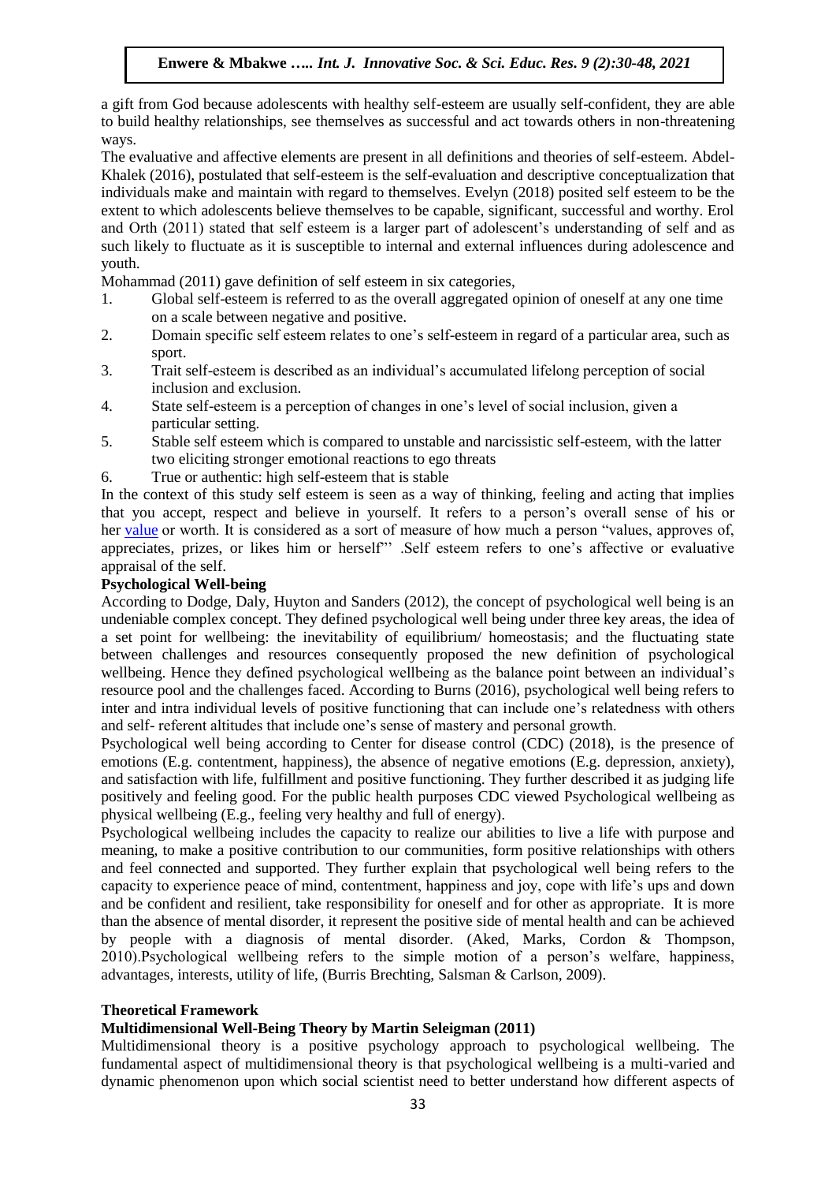a gift from God because adolescents with healthy self-esteem are usually self-confident, they are able to build healthy relationships, see themselves as successful and act towards others in non-threatening ways.

The evaluative and affective elements are present in all definitions and theories of self-esteem. Abdel-Khalek (2016), postulated that self-esteem is the self-evaluation and descriptive conceptualization that individuals make and maintain with regard to themselves. Evelyn (2018) posited self esteem to be the extent to which adolescents believe themselves to be capable, significant, successful and worthy. Erol and Orth (2011) stated that self esteem is a larger part of adolescent's understanding of self and as such likely to fluctuate as it is susceptible to internal and external influences during adolescence and youth.

Mohammad (2011) gave definition of self esteem in six categories,

1. Global self-esteem is referred to as the overall aggregated opinion of oneself at any one time on a scale between negative and positive.
2. Domain specific self esteem relates to one's self-esteem in regard of a particular area, such as sport.
3. Trait self-esteem is described as an individual's accumulated lifelong perception of social inclusion and exclusion.
4. State self-esteem is a perception of changes in one's level of social inclusion, given a particular setting.
5. Stable self esteem which is compared to unstable and narcissistic self-esteem, with the latter two eliciting stronger emotional reactions to ego threats
6. True or authentic: high self-esteem that is stable

In the context of this study self esteem is seen as a way of thinking, feeling and acting that implies that you accept, respect and believe in yourself. It refers to a person's overall sense of his or her value or worth. It is considered as a sort of measure of how much a person "values, approves of, appreciates, prizes, or likes him or herself"' .Self esteem refers to one's affective or evaluative appraisal of the self.

**Psychological Well-being**

According to Dodge, Daly, Huyton and Sanders (2012), the concept of psychological well being is an undeniable complex concept. They defined psychological well being under three key areas, the idea of a set point for wellbeing: the inevitability of equilibrium/ homeostasis; and the fluctuating state between challenges and resources consequently proposed the new definition of psychological wellbeing. Hence they defined psychological wellbeing as the balance point between an individual's resource pool and the challenges faced. According to Burns (2016), psychological well being refers to inter and intra individual levels of positive functioning that can include one's relatedness with others and self- referent altitudes that include one's sense of mastery and personal growth.

Psychological well being according to Center for disease control (CDC) (2018), is the presence of emotions (E.g. contentment, happiness), the absence of negative emotions (E.g. depression, anxiety), and satisfaction with life, fulfillment and positive functioning. They further described it as judging life positively and feeling good. For the public health purposes CDC viewed Psychological wellbeing as physical wellbeing (E.g., feeling very healthy and full of energy).

Psychological wellbeing includes the capacity to realize our abilities to live a life with purpose and meaning, to make a positive contribution to our communities, form positive relationships with others and feel connected and supported. They further explain that psychological well being refers to the capacity to experience peace of mind, contentment, happiness and joy, cope with life's ups and down and be confident and resilient, take responsibility for oneself and for other as appropriate. It is more than the absence of mental disorder, it represent the positive side of mental health and can be achieved by people with a diagnosis of mental disorder. (Aked, Marks, Cordon & Thompson, 2010).Psychological wellbeing refers to the simple motion of a person's welfare, happiness, advantages, interests, utility of life, (Burris Brechting, Salsman & Carlson, 2009).

**Theoretical Framework**

**Multidimensional Well-Being Theory by Martin Seleigman (2011)**

Multidimensional theory is a positive psychology approach to psychological wellbeing. The fundamental aspect of multidimensional theory is that psychological wellbeing is a multi-varied and dynamic phenomenon upon which social scientist need to better understand how different aspects of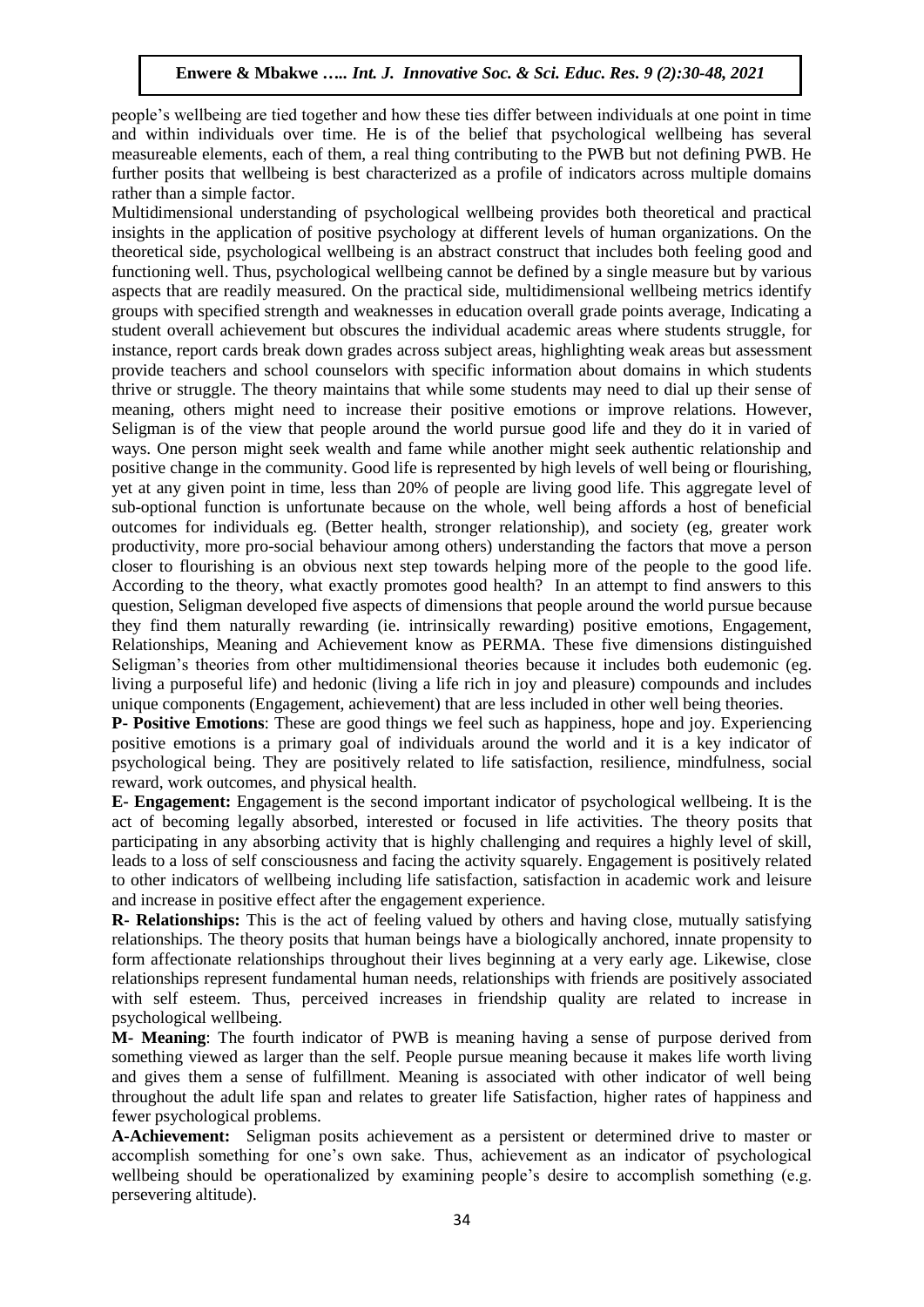people's wellbeing are tied together and how these ties differ between individuals at one point in time and within individuals over time. He is of the belief that psychological wellbeing has several measureable elements, each of them, a real thing contributing to the PWB but not defining PWB. He further posits that wellbeing is best characterized as a profile of indicators across multiple domains rather than a simple factor.

Multidimensional understanding of psychological wellbeing provides both theoretical and practical insights in the application of positive psychology at different levels of human organizations. On the theoretical side, psychological wellbeing is an abstract construct that includes both feeling good and functioning well. Thus, psychological wellbeing cannot be defined by a single measure but by various aspects that are readily measured. On the practical side, multidimensional wellbeing metrics identify groups with specified strength and weaknesses in education overall grade points average, Indicating a student overall achievement but obscures the individual academic areas where students struggle, for instance, report cards break down grades across subject areas, highlighting weak areas but assessment provide teachers and school counselors with specific information about domains in which students thrive or struggle. The theory maintains that while some students may need to dial up their sense of meaning, others might need to increase their positive emotions or improve relations. However, Seligman is of the view that people around the world pursue good life and they do it in varied of ways. One person might seek wealth and fame while another might seek authentic relationship and positive change in the community. Good life is represented by high levels of well being or flourishing, yet at any given point in time, less than 20% of people are living good life. This aggregate level of sub-optional function is unfortunate because on the whole, well being affords a host of beneficial outcomes for individuals eg. (Better health, stronger relationship), and society (eg, greater work productivity, more pro-social behaviour among others) understanding the factors that move a person closer to flourishing is an obvious next step towards helping more of the people to the good life. According to the theory, what exactly promotes good health? In an attempt to find answers to this question, Seligman developed five aspects of dimensions that people around the world pursue because they find them naturally rewarding (ie. intrinsically rewarding) positive emotions, Engagement, Relationships, Meaning and Achievement know as PERMA. These five dimensions distinguished Seligman's theories from other multidimensional theories because it includes both eudemonic (eg. living a purposeful life) and hedonic (living a life rich in joy and pleasure) compounds and includes unique components (Engagement, achievement) that are less included in other well being theories.

**P- Positive Emotions**: These are good things we feel such as happiness, hope and joy. Experiencing positive emotions is a primary goal of individuals around the world and it is a key indicator of psychological being. They are positively related to life satisfaction, resilience, mindfulness, social reward, work outcomes, and physical health.

**E- Engagement:** Engagement is the second important indicator of psychological wellbeing. It is the act of becoming legally absorbed, interested or focused in life activities. The theory posits that participating in any absorbing activity that is highly challenging and requires a highly level of skill, leads to a loss of self consciousness and facing the activity squarely. Engagement is positively related to other indicators of wellbeing including life satisfaction, satisfaction in academic work and leisure and increase in positive effect after the engagement experience.

**R- Relationships:** This is the act of feeling valued by others and having close, mutually satisfying relationships. The theory posits that human beings have a biologically anchored, innate propensity to form affectionate relationships throughout their lives beginning at a very early age. Likewise, close relationships represent fundamental human needs, relationships with friends are positively associated with self esteem. Thus, perceived increases in friendship quality are related to increase in psychological wellbeing.

**M- Meaning**: The fourth indicator of PWB is meaning having a sense of purpose derived from something viewed as larger than the self. People pursue meaning because it makes life worth living and gives them a sense of fulfillment. Meaning is associated with other indicator of well being throughout the adult life span and relates to greater life Satisfaction, higher rates of happiness and fewer psychological problems.

**A-Achievement:** Seligman posits achievement as a persistent or determined drive to master or accomplish something for one's own sake. Thus, achievement as an indicator of psychological wellbeing should be operationalized by examining people's desire to accomplish something (e.g. persevering altitude).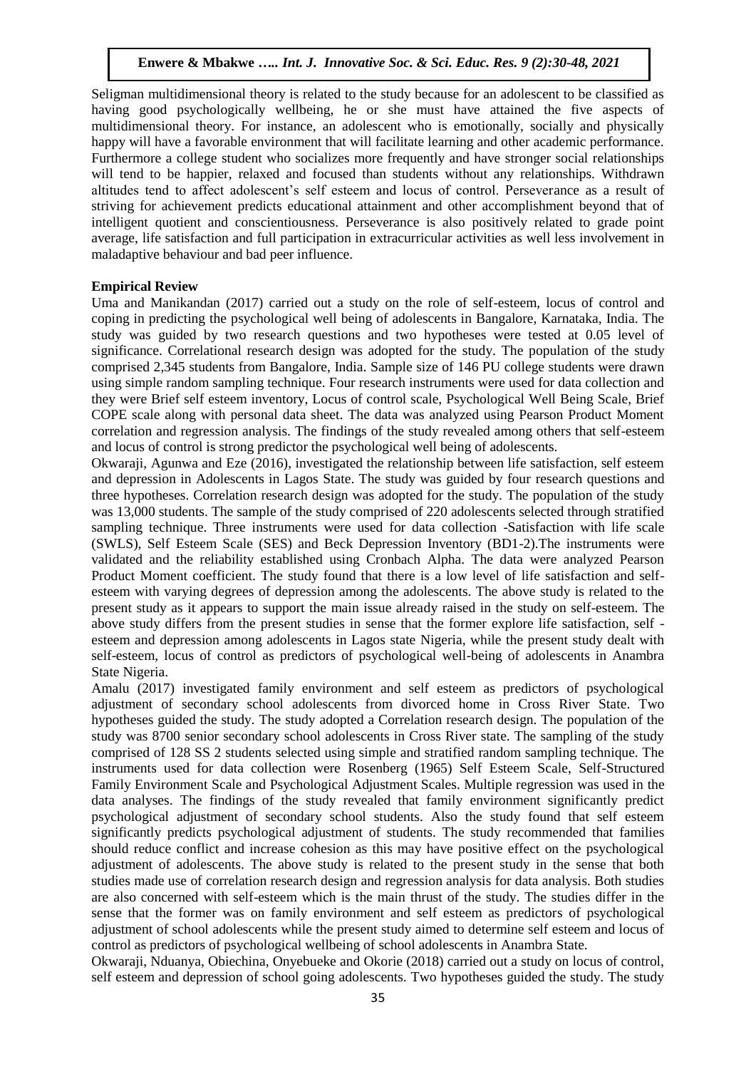Seligman multidimensional theory is related to the study because for an adolescent to be classified as having good psychologically wellbeing, he or she must have attained the five aspects of multidimensional theory. For instance, an adolescent who is emotionally, socially and physically happy will have a favorable environment that will facilitate learning and other academic performance. Furthermore a college student who socializes more frequently and have stronger social relationships will tend to be happier, relaxed and focused than students without any relationships. Withdrawn altitudes tend to affect adolescent's self esteem and locus of control. Perseverance as a result of striving for achievement predicts educational attainment and other accomplishment beyond that of intelligent quotient and conscientiousness. Perseverance is also positively related to grade point average, life satisfaction and full participation in extracurricular activities as well less involvement in maladaptive behaviour and bad peer influence.

**Empirical Review**

Uma and Manikandan (2017) carried out a study on the role of self-esteem, locus of control and coping in predicting the psychological well being of adolescents in Bangalore, Karnataka, India. The study was guided by two research questions and two hypotheses were tested at 0.05 level of significance. Correlational research design was adopted for the study. The population of the study comprised 2,345 students from Bangalore, India. Sample size of 146 PU college students were drawn using simple random sampling technique. Four research instruments were used for data collection and they were Brief self esteem inventory, Locus of control scale, Psychological Well Being Scale, Brief COPE scale along with personal data sheet. The data was analyzed using Pearson Product Moment correlation and regression analysis. The findings of the study revealed among others that self-esteem and locus of control is strong predictor the psychological well being of adolescents.

Okwaraji, Agunwa and Eze (2016), investigated the relationship between life satisfaction, self esteem and depression in Adolescents in Lagos State. The study was guided by four research questions and three hypotheses. Correlation research design was adopted for the study. The population of the study was 13,000 students. The sample of the study comprised of 220 adolescents selected through stratified sampling technique. Three instruments were used for data collection -Satisfaction with life scale (SWLS), Self Esteem Scale (SES) and Beck Depression Inventory (BD1-2).The instruments were validated and the reliability established using Cronbach Alpha. The data were analyzed Pearson Product Moment coefficient. The study found that there is a low level of life satisfaction and self-esteem with varying degrees of depression among the adolescents. The above study is related to the present study as it appears to support the main issue already raised in the study on self-esteem. The above study differs from the present studies in sense that the former explore life satisfaction, self - esteem and depression among adolescents in Lagos state Nigeria, while the present study dealt with self-esteem, locus of control as predictors of psychological well-being of adolescents in Anambra State Nigeria.

Amalu (2017) investigated family environment and self esteem as predictors of psychological adjustment of secondary school adolescents from divorced home in Cross River State. Two hypotheses guided the study. The study adopted a Correlation research design. The population of the study was 8700 senior secondary school adolescents in Cross River state. The sampling of the study comprised of 128 SS 2 students selected using simple and stratified random sampling technique. The instruments used for data collection were Rosenberg (1965) Self Esteem Scale, Self-Structured Family Environment Scale and Psychological Adjustment Scales. Multiple regression was used in the data analyses. The findings of the study revealed that family environment significantly predict psychological adjustment of secondary school students. Also the study found that self esteem significantly predicts psychological adjustment of students. The study recommended that families should reduce conflict and increase cohesion as this may have positive effect on the psychological adjustment of adolescents. The above study is related to the present study in the sense that both studies made use of correlation research design and regression analysis for data analysis. Both studies are also concerned with self-esteem which is the main thrust of the study. The studies differ in the sense that the former was on family environment and self esteem as predictors of psychological adjustment of school adolescents while the present study aimed to determine self esteem and locus of control as predictors of psychological wellbeing of school adolescents in Anambra State.

Okwaraji, Nduanya, Obiechina, Onyebueke and Okorie (2018) carried out a study on locus of control, self esteem and depression of school going adolescents. Two hypotheses guided the study. The study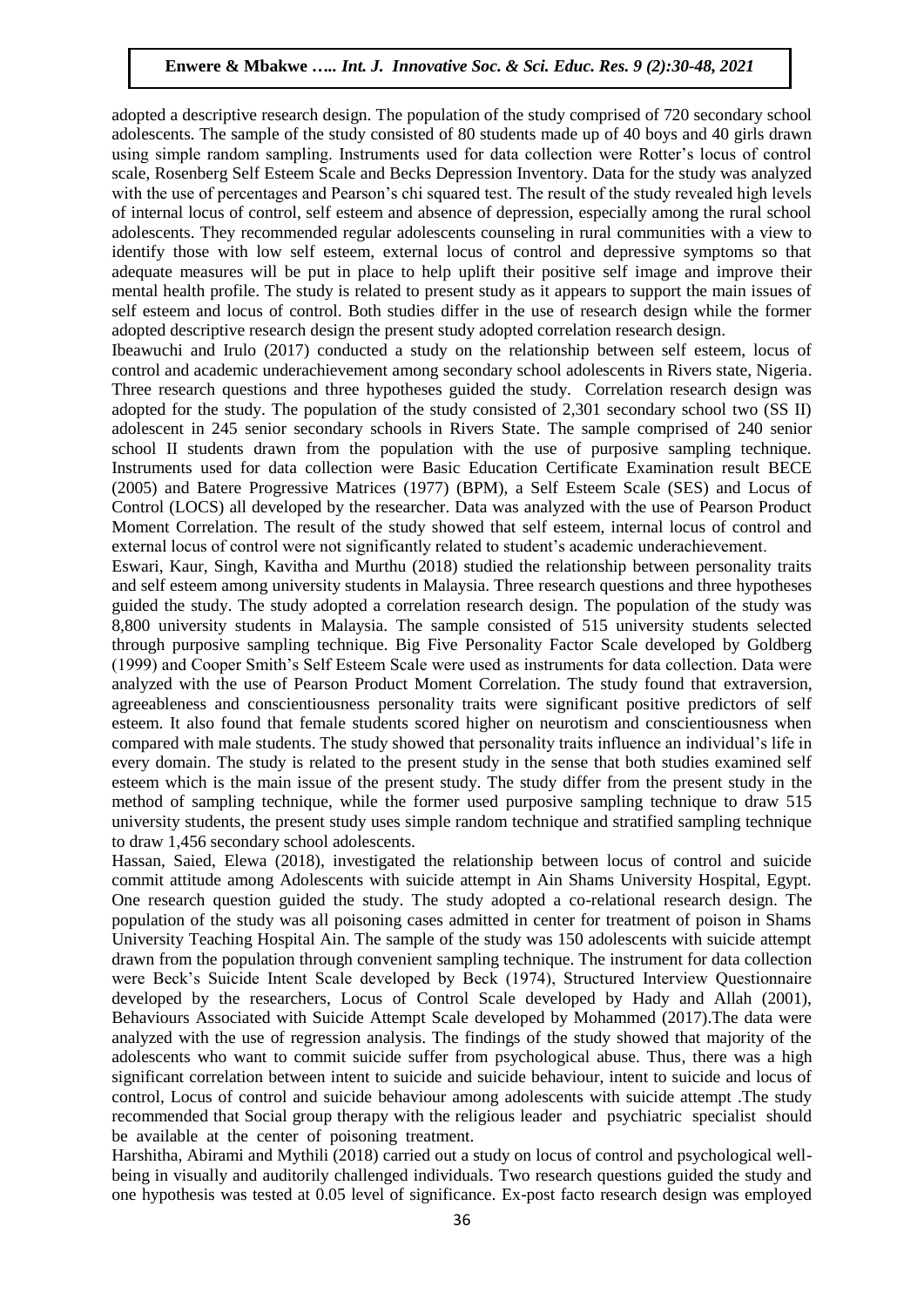adopted a descriptive research design. The population of the study comprised of 720 secondary school adolescents. The sample of the study consisted of 80 students made up of 40 boys and 40 girls drawn using simple random sampling. Instruments used for data collection were Rotter's locus of control scale, Rosenberg Self Esteem Scale and Becks Depression Inventory. Data for the study was analyzed with the use of percentages and Pearson's chi squared test. The result of the study revealed high levels of internal locus of control, self esteem and absence of depression, especially among the rural school adolescents. They recommended regular adolescents counseling in rural communities with a view to identify those with low self esteem, external locus of control and depressive symptoms so that adequate measures will be put in place to help uplift their positive self image and improve their mental health profile. The study is related to present study as it appears to support the main issues of self esteem and locus of control. Both studies differ in the use of research design while the former adopted descriptive research design the present study adopted correlation research design.

Ibeawuchi and Irulo (2017) conducted a study on the relationship between self esteem, locus of control and academic underachievement among secondary school adolescents in Rivers state, Nigeria. Three research questions and three hypotheses guided the study. Correlation research design was adopted for the study. The population of the study consisted of 2,301 secondary school two (SS II) adolescent in 245 senior secondary schools in Rivers State. The sample comprised of 240 senior school II students drawn from the population with the use of purposive sampling technique. Instruments used for data collection were Basic Education Certificate Examination result BECE (2005) and Batere Progressive Matrices (1977) (BPM), a Self Esteem Scale (SES) and Locus of Control (LOCS) all developed by the researcher. Data was analyzed with the use of Pearson Product Moment Correlation. The result of the study showed that self esteem, internal locus of control and external locus of control were not significantly related to student's academic underachievement.

Eswari, Kaur, Singh, Kavitha and Murthu (2018) studied the relationship between personality traits and self esteem among university students in Malaysia. Three research questions and three hypotheses guided the study. The study adopted a correlation research design. The population of the study was 8,800 university students in Malaysia. The sample consisted of 515 university students selected through purposive sampling technique. Big Five Personality Factor Scale developed by Goldberg (1999) and Cooper Smith's Self Esteem Scale were used as instruments for data collection. Data were analyzed with the use of Pearson Product Moment Correlation. The study found that extraversion, agreeableness and conscientiousness personality traits were significant positive predictors of self esteem. It also found that female students scored higher on neurotism and conscientiousness when compared with male students. The study showed that personality traits influence an individual's life in every domain. The study is related to the present study in the sense that both studies examined self esteem which is the main issue of the present study. The study differ from the present study in the method of sampling technique, while the former used purposive sampling technique to draw 515 university students, the present study uses simple random technique and stratified sampling technique to draw 1,456 secondary school adolescents.

Hassan, Saied, Elewa (2018), investigated the relationship between locus of control and suicide commit attitude among Adolescents with suicide attempt in Ain Shams University Hospital, Egypt. One research question guided the study. The study adopted a co-relational research design. The population of the study was all poisoning cases admitted in center for treatment of poison in Shams University Teaching Hospital Ain. The sample of the study was 150 adolescents with suicide attempt drawn from the population through convenient sampling technique. The instrument for data collection were Beck's Suicide Intent Scale developed by Beck (1974), Structured Interview Questionnaire developed by the researchers, Locus of Control Scale developed by Hady and Allah (2001), Behaviours Associated with Suicide Attempt Scale developed by Mohammed (2017).The data were analyzed with the use of regression analysis. The findings of the study showed that majority of the adolescents who want to commit suicide suffer from psychological abuse. Thus, there was a high significant correlation between intent to suicide and suicide behaviour, intent to suicide and locus of control, Locus of control and suicide behaviour among adolescents with suicide attempt .The study recommended that Social group therapy with the religious leader and psychiatric specialist should be available at the center of poisoning treatment.

Harshitha, Abirami and Mythili (2018) carried out a study on locus of control and psychological well-being in visually and auditorily challenged individuals. Two research questions guided the study and one hypothesis was tested at 0.05 level of significance. Ex-post facto research design was employed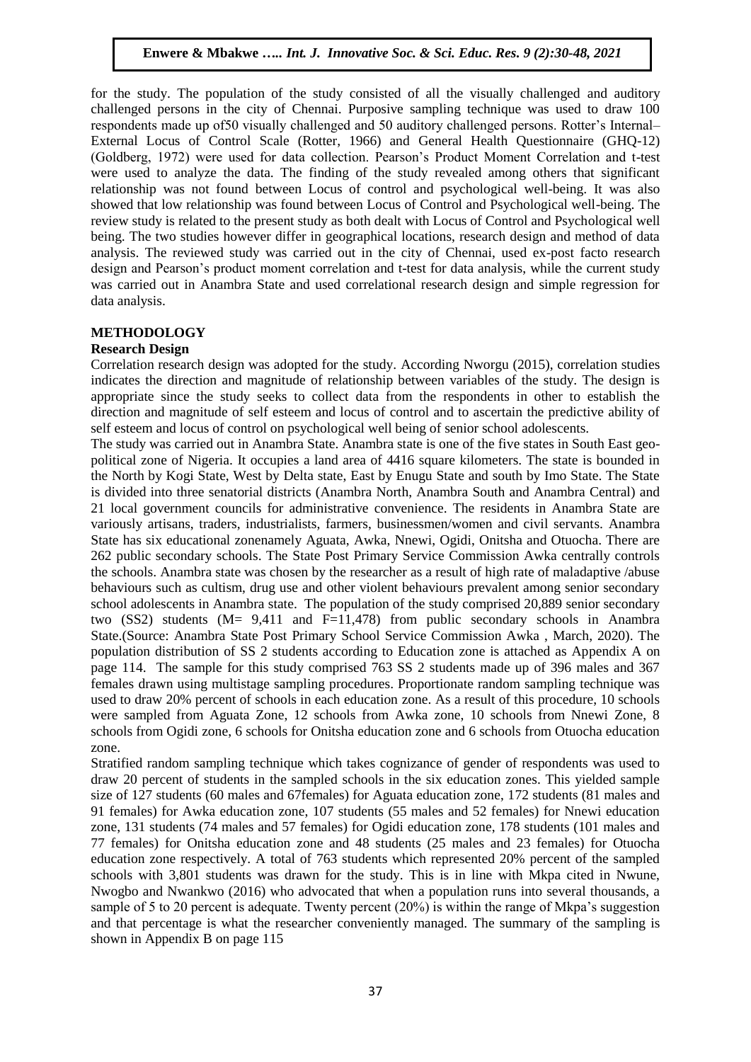for the study. The population of the study consisted of all the visually challenged and auditory challenged persons in the city of Chennai. Purposive sampling technique was used to draw 100 respondents made up of50 visually challenged and 50 auditory challenged persons. Rotter's Internal–External Locus of Control Scale (Rotter, 1966) and General Health Questionnaire (GHQ-12) (Goldberg, 1972) were used for data collection. Pearson's Product Moment Correlation and t-test were used to analyze the data. The finding of the study revealed among others that significant relationship was not found between Locus of control and psychological well-being. It was also showed that low relationship was found between Locus of Control and Psychological well-being. The review study is related to the present study as both dealt with Locus of Control and Psychological well being. The two studies however differ in geographical locations, research design and method of data analysis. The reviewed study was carried out in the city of Chennai, used ex-post facto research design and Pearson's product moment correlation and t-test for data analysis, while the current study was carried out in Anambra State and used correlational research design and simple regression for data analysis.

## METHODOLOGY

### Research Design

Correlation research design was adopted for the study. According Nworgu (2015), correlation studies indicates the direction and magnitude of relationship between variables of the study. The design is appropriate since the study seeks to collect data from the respondents in other to establish the direction and magnitude of self esteem and locus of control and to ascertain the predictive ability of self esteem and locus of control on psychological well being of senior school adolescents.

The study was carried out in Anambra State. Anambra state is one of the five states in South East geo-political zone of Nigeria. It occupies a land area of 4416 square kilometers. The state is bounded in the North by Kogi State, West by Delta state, East by Enugu State and south by Imo State. The State is divided into three senatorial districts (Anambra North, Anambra South and Anambra Central) and 21 local government councils for administrative convenience. The residents in Anambra State are variously artisans, traders, industrialists, farmers, businessmen/women and civil servants. Anambra State has six educational zonenamely Aguata, Awka, Nnewi, Ogidi, Onitsha and Otuocha. There are 262 public secondary schools. The State Post Primary Service Commission Awka centrally controls the schools. Anambra state was chosen by the researcher as a result of high rate of maladaptive /abuse behaviours such as cultism, drug use and other violent behaviours prevalent among senior secondary school adolescents in Anambra state. The population of the study comprised 20,889 senior secondary two (SS2) students (M= 9,411 and F=11,478) from public secondary schools in Anambra State.(Source: Anambra State Post Primary School Service Commission Awka , March, 2020). The population distribution of SS 2 students according to Education zone is attached as Appendix A on page 114. The sample for this study comprised 763 SS 2 students made up of 396 males and 367 females drawn using multistage sampling procedures. Proportionate random sampling technique was used to draw 20% percent of schools in each education zone. As a result of this procedure, 10 schools were sampled from Aguata Zone, 12 schools from Awka zone, 10 schools from Nnewi Zone, 8 schools from Ogidi zone, 6 schools for Onitsha education zone and 6 schools from Otuocha education zone.

Stratified random sampling technique which takes cognizance of gender of respondents was used to draw 20 percent of students in the sampled schools in the six education zones. This yielded sample size of 127 students (60 males and 67females) for Aguata education zone, 172 students (81 males and 91 females) for Awka education zone, 107 students (55 males and 52 females) for Nnewi education zone, 131 students (74 males and 57 females) for Ogidi education zone, 178 students (101 males and 77 females) for Onitsha education zone and 48 students (25 males and 23 females) for Otuocha education zone respectively. A total of 763 students which represented 20% percent of the sampled schools with 3,801 students was drawn for the study. This is in line with Mkpa cited in Nwune, Nwogbo and Nwankwo (2016) who advocated that when a population runs into several thousands, a sample of 5 to 20 percent is adequate. Twenty percent (20%) is within the range of Mkpa's suggestion and that percentage is what the researcher conveniently managed. The summary of the sampling is shown in Appendix B on page 115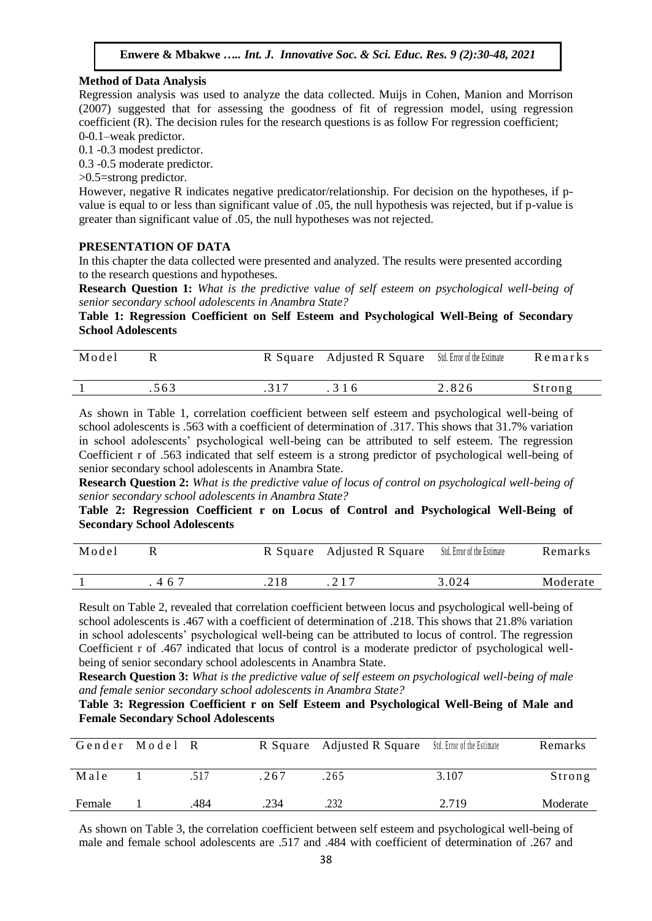**Method of Data Analysis**

Regression analysis was used to analyze the data collected. Muijs in Cohen, Manion and Morrison (2007) suggested that for assessing the goodness of fit of regression model, using regression coefficient (R). The decision rules for the research questions is as follow For regression coefficient;

0-0.1–weak predictor.

0.1 -0.3 modest predictor.

0.3 -0.5 moderate predictor.

>0.5=strong predictor.

However, negative R indicates negative predicator/relationship. For decision on the hypotheses, if p-value is equal to or less than significant value of .05, the null hypothesis was rejected, but if p-value is greater than significant value of .05, the null hypotheses was not rejected.

## PRESENTATION OF DATA

In this chapter the data collected were presented and analyzed. The results were presented according to the research questions and hypotheses.

**Research Question 1:** *What is the predictive value of self esteem on psychological well-being of senior secondary school adolescents in Anambra State?*

**Table 1: Regression Coefficient on Self Esteem and Psychological Well-Being of Secondary School Adolescents**

| Model | R | R Square | Adjusted R Square | Std. Error of the Estimate | Remarks |
|---|---|---|---|---|---|
| 1 | .563 | .317 | .316 | 2.826 | Strong |

As shown in Table 1, correlation coefficient between self esteem and psychological well-being of school adolescents is .563 with a coefficient of determination of .317. This shows that 31.7% variation in school adolescents' psychological well-being can be attributed to self esteem. The regression Coefficient r of .563 indicated that self esteem is a strong predictor of psychological well-being of senior secondary school adolescents in Anambra State.

**Research Question 2:** *What is the predictive value of locus of control on psychological well-being of senior secondary school adolescents in Anambra State?*

**Table 2: Regression Coefficient r on Locus of Control and Psychological Well-Being of Secondary School Adolescents**

| Model | R | R Square | Adjusted R Square | Std. Error of the Estimate | Remarks |
|---|---|---|---|---|---|
| 1 | .467 | .218 | .217 | 3.024 | Moderate |

Result on Table 2, revealed that correlation coefficient between locus and psychological well-being of school adolescents is .467 with a coefficient of determination of .218. This shows that 21.8% variation in school adolescents' psychological well-being can be attributed to locus of control. The regression Coefficient r of .467 indicated that locus of control is a moderate predictor of psychological well-being of senior secondary school adolescents in Anambra State.

**Research Question 3:** *What is the predictive value of self esteem on psychological well-being of male and female senior secondary school adolescents in Anambra State?*

**Table 3: Regression Coefficient r on Self Esteem and Psychological Well-Being of Male and Female Secondary School Adolescents**

| Gender | Model | R | R Square | Adjusted R Square | Std. Error of the Estimate | Remarks |
|---|---|---|---|---|---|---|
| Male | 1 | .517 | .267 | .265 | 3.107 | Strong |
| Female | 1 | .484 | .234 | .232 | 2.719 | Moderate |

As shown on Table 3, the correlation coefficient between self esteem and psychological well-being of male and female school adolescents are .517 and .484 with coefficient of determination of .267 and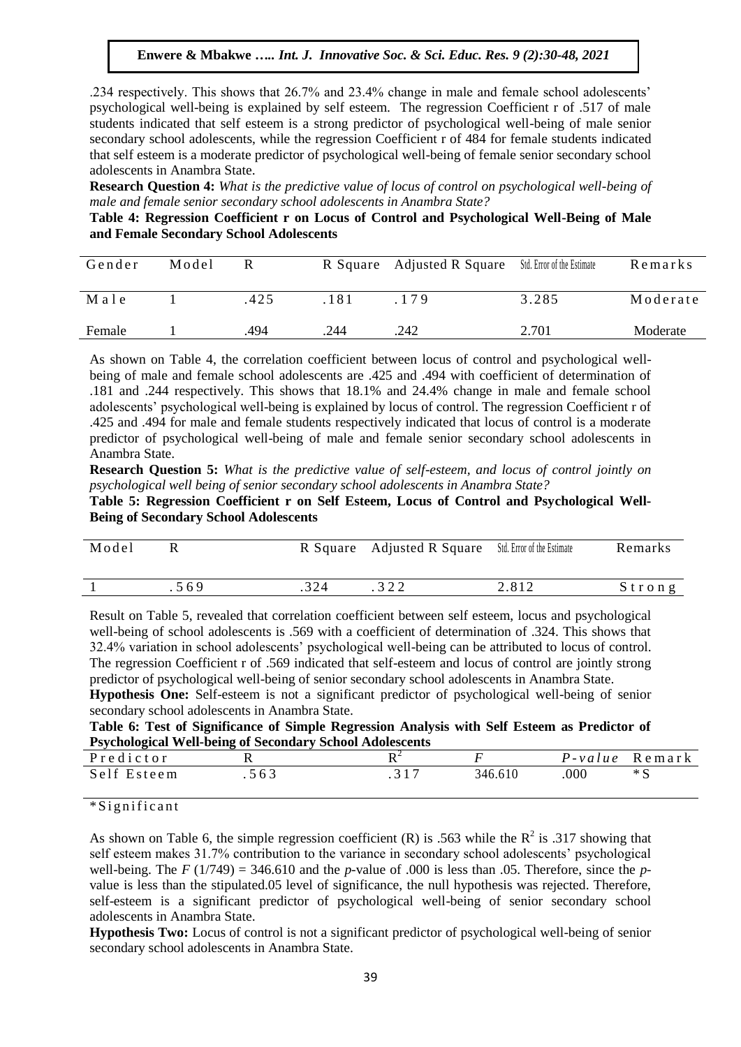.234 respectively. This shows that 26.7% and 23.4% change in male and female school adolescents' psychological well-being is explained by self esteem. The regression Coefficient r of .517 of male students indicated that self esteem is a strong predictor of psychological well-being of male senior secondary school adolescents, while the regression Coefficient r of 484 for female students indicated that self esteem is a moderate predictor of psychological well-being of female senior secondary school adolescents in Anambra State.

**Research Question 4:** *What is the predictive value of locus of control on psychological well-being of male and female senior secondary school adolescents in Anambra State?*

**Table 4: Regression Coefficient r on Locus of Control and Psychological Well-Being of Male and Female Secondary School Adolescents**

| Gender | Model | R | R Square | Adjusted R Square | Std. Error of the Estimate | Remarks |
|---|---|---|---|---|---|---|
| Male | 1 | .425 | .181 | .179 | 3.285 | Moderate |
| Female | 1 | .494 | .244 | .242 | 2.701 | Moderate |

As shown on Table 4, the correlation coefficient between locus of control and psychological well-being of male and female school adolescents are .425 and .494 with coefficient of determination of .181 and .244 respectively. This shows that 18.1% and 24.4% change in male and female school adolescents' psychological well-being is explained by locus of control. The regression Coefficient r of .425 and .494 for male and female students respectively indicated that locus of control is a moderate predictor of psychological well-being of male and female senior secondary school adolescents in Anambra State.

**Research Question 5:** *What is the predictive value of self-esteem, and locus of control jointly on psychological well being of senior secondary school adolescents in Anambra State?*

**Table 5: Regression Coefficient r on Self Esteem, Locus of Control and Psychological Well-Being of Secondary School Adolescents**

| Model | R | R Square | Adjusted R Square | Std. Error of the Estimate | Remarks |
|---|---|---|---|---|---|
| 1 | .569 | .324 | .322 | 2.812 | Strong |

Result on Table 5, revealed that correlation coefficient between self esteem, locus and psychological well-being of school adolescents is .569 with a coefficient of determination of .324. This shows that 32.4% variation in school adolescents' psychological well-being can be attributed to locus of control. The regression Coefficient r of .569 indicated that self-esteem and locus of control are jointly strong predictor of psychological well-being of senior secondary school adolescents in Anambra State.

**Hypothesis One:** Self-esteem is not a significant predictor of psychological well-being of senior secondary school adolescents in Anambra State.

**Table 6: Test of Significance of Simple Regression Analysis with Self Esteem as Predictor of Psychological Well-being of Secondary School Adolescents**

| Predictor | R | $R^2$ | *F* | *P-value* | Remark |
|---|---|---|---|---|---|
| Self Esteem | .563 | .317 | 346.610 | .000 | *S |

*Significant

As shown on Table 6, the simple regression coefficient (R) is .563 while the $R^2$ is .317 showing that self esteem makes 31.7% contribution to the variance in secondary school adolescents' psychological well-being. The $F\ (1/749) = 346.610$ and the *p*-value of .000 is less than .05. Therefore, since the *p*-value is less than the stipulated.05 level of significance, the null hypothesis was rejected. Therefore, self-esteem is a significant predictor of psychological well-being of senior secondary school adolescents in Anambra State.

**Hypothesis Two:** Locus of control is not a significant predictor of psychological well-being of senior secondary school adolescents in Anambra State.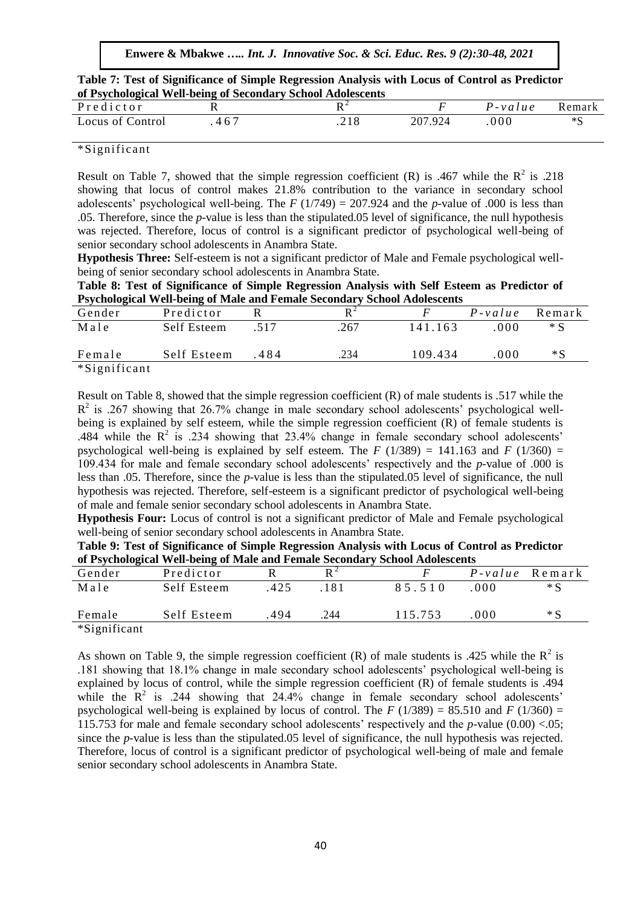**Table 7: Test of Significance of Simple Regression Analysis with Locus of Control as Predictor of Psychological Well-being of Secondary School Adolescents**

| Predictor | R | $R^2$ | *F* | *P-value* | Remark |
|---|---|---|---|---|---|
| Locus of Control | .467 | .218 | 207.924 | .000 | *S |

*Significant

Result on Table 7, showed that the simple regression coefficient (R) is .467 while the $R^2$ is .218 showing that locus of control makes 21.8% contribution to the variance in secondary school adolescents' psychological well-being. The $F$ (1/749) = 207.924 and the *p*-value of .000 is less than .05. Therefore, since the *p*-value is less than the stipulated.05 level of significance, the null hypothesis was rejected. Therefore, locus of control is a significant predictor of psychological well-being of senior secondary school adolescents in Anambra State.

**Hypothesis Three:** Self-esteem is not a significant predictor of Male and Female psychological well-being of senior secondary school adolescents in Anambra State.

**Table 8: Test of Significance of Simple Regression Analysis with Self Esteem as Predictor of Psychological Well-being of Male and Female Secondary School Adolescents**

| Gender | Predictor | R | $R^2$ | *F* | *P-value* | Remark |
|---|---|---|---|---|---|---|
| Male | Self Esteem | .517 | .267 | 141.163 | .000 | *S |
| Female | Self Esteem | .484 | .234 | 109.434 | .000 | *S |

*Significant

Result on Table 8, showed that the simple regression coefficient (R) of male students is .517 while the $R^2$ is .267 showing that 26.7% change in male secondary school adolescents' psychological well-being is explained by self esteem, while the simple regression coefficient (R) of female students is .484 while the $R^2$ is .234 showing that 23.4% change in female secondary school adolescents' psychological well-being is explained by self esteem. The $F$ (1/389) = 141.163 and $F$ (1/360) = 109.434 for male and female secondary school adolescents' respectively and the *p*-value of .000 is less than .05. Therefore, since the *p*-value is less than the stipulated.05 level of significance, the null hypothesis was rejected. Therefore, self-esteem is a significant predictor of psychological well-being of male and female senior secondary school adolescents in Anambra State.

**Hypothesis Four:** Locus of control is not a significant predictor of Male and Female psychological well-being of senior secondary school adolescents in Anambra State.

**Table 9: Test of Significance of Simple Regression Analysis with Locus of Control as Predictor of Psychological Well-being of Male and Female Secondary School Adolescents**

| Gender | Predictor | R | $R^2$ | *F* | *P-value* | Remark |
|---|---|---|---|---|---|---|
| Male | Self Esteem | .425 | .181 | 85.510 | .000 | *S |
| Female | Self Esteem | .494 | .244 | 115.753 | .000 | *S |

*Significant

As shown on Table 9, the simple regression coefficient (R) of male students is .425 while the $R^2$ is .181 showing that 18.1% change in male secondary school adolescents' psychological well-being is explained by locus of control, while the simple regression coefficient (R) of female students is .494 while the $R^2$ is .244 showing that 24.4% change in female secondary school adolescents' psychological well-being is explained by locus of control. The $F$ (1/389) = 85.510 and $F$ (1/360) = 115.753 for male and female secondary school adolescents' respectively and the *p*-value (0.00) <.05; since the *p*-value is less than the stipulated.05 level of significance, the null hypothesis was rejected. Therefore, locus of control is a significant predictor of psychological well-being of male and female senior secondary school adolescents in Anambra State.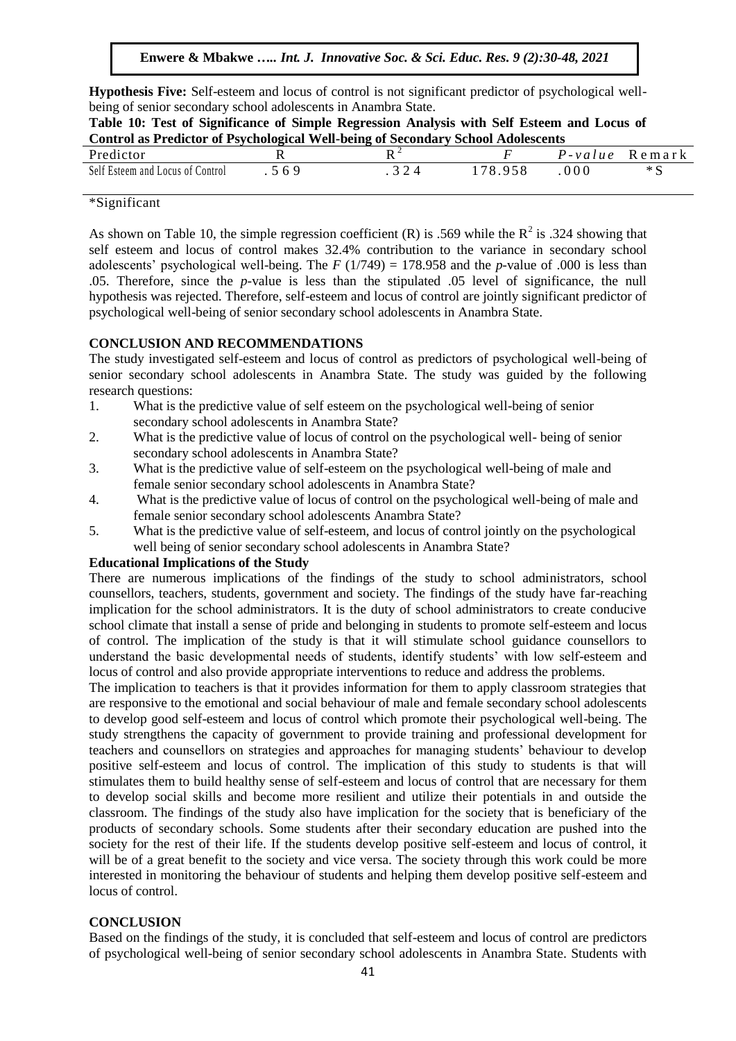**Hypothesis Five:** Self-esteem and locus of control is not significant predictor of psychological well-being of senior secondary school adolescents in Anambra State.

**Table 10: Test of Significance of Simple Regression Analysis with Self Esteem and Locus of Control as Predictor of Psychological Well-being of Secondary School Adolescents**

| Predictor | R | $R^2$ | *F* | *P-value* | Remark |
|---|---|---|---|---|---|
| Self Esteem and Locus of Control | .569 | .324 | 178.958 | .000 | *S |

*Significant

As shown on Table 10, the simple regression coefficient (R) is .569 while the $R^2$ is .324 showing that self esteem and locus of control makes 32.4% contribution to the variance in secondary school adolescents' psychological well-being. The $F\ (1/749) = 178.958$ and the *p*-value of .000 is less than .05. Therefore, since the *p*-value is less than the stipulated .05 level of significance, the null hypothesis was rejected. Therefore, self-esteem and locus of control are jointly significant predictor of psychological well-being of senior secondary school adolescents in Anambra State.

## CONCLUSION AND RECOMMENDATIONS

The study investigated self-esteem and locus of control as predictors of psychological well-being of senior secondary school adolescents in Anambra State. The study was guided by the following research questions:

1. What is the predictive value of self esteem on the psychological well-being of senior secondary school adolescents in Anambra State?
2. What is the predictive value of locus of control on the psychological well- being of senior secondary school adolescents in Anambra State?
3. What is the predictive value of self-esteem on the psychological well-being of male and female senior secondary school adolescents in Anambra State?
4. What is the predictive value of locus of control on the psychological well-being of male and female senior secondary school adolescents Anambra State?
5. What is the predictive value of self-esteem, and locus of control jointly on the psychological well being of senior secondary school adolescents in Anambra State?

### Educational Implications of the Study

There are numerous implications of the findings of the study to school administrators, school counsellors, teachers, students, government and society. The findings of the study have far-reaching implication for the school administrators. It is the duty of school administrators to create conducive school climate that install a sense of pride and belonging in students to promote self-esteem and locus of control. The implication of the study is that it will stimulate school guidance counsellors to understand the basic developmental needs of students, identify students' with low self-esteem and locus of control and also provide appropriate interventions to reduce and address the problems.

The implication to teachers is that it provides information for them to apply classroom strategies that are responsive to the emotional and social behaviour of male and female secondary school adolescents to develop good self-esteem and locus of control which promote their psychological well-being. The study strengthens the capacity of government to provide training and professional development for teachers and counsellors on strategies and approaches for managing students' behaviour to develop positive self-esteem and locus of control. The implication of this study to students is that will stimulates them to build healthy sense of self-esteem and locus of control that are necessary for them to develop social skills and become more resilient and utilize their potentials in and outside the classroom. The findings of the study also have implication for the society that is beneficiary of the products of secondary schools. Some students after their secondary education are pushed into the society for the rest of their life. If the students develop positive self-esteem and locus of control, it will be of a great benefit to the society and vice versa. The society through this work could be more interested in monitoring the behaviour of students and helping them develop positive self-esteem and locus of control.

## CONCLUSION

Based on the findings of the study, it is concluded that self-esteem and locus of control are predictors of psychological well-being of senior secondary school adolescents in Anambra State. Students with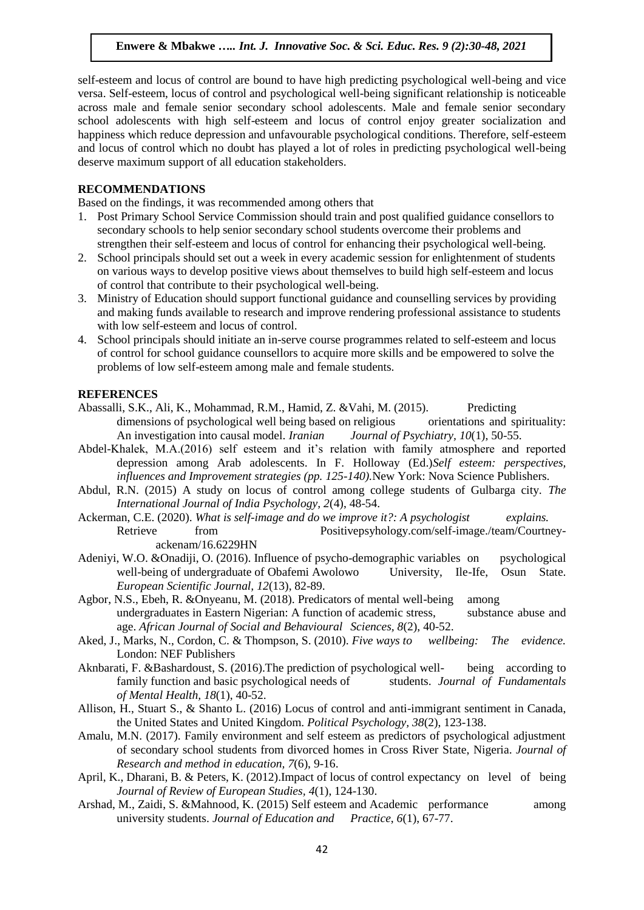self-esteem and locus of control are bound to have high predicting psychological well-being and vice versa. Self-esteem, locus of control and psychological well-being significant relationship is noticeable across male and female senior secondary school adolescents. Male and female senior secondary school adolescents with high self-esteem and locus of control enjoy greater socialization and happiness which reduce depression and unfavourable psychological conditions. Therefore, self-esteem and locus of control which no doubt has played a lot of roles in predicting psychological well-being deserve maximum support of all education stakeholders.

## RECOMMENDATIONS

Based on the findings, it was recommended among others that

1. Post Primary School Service Commission should train and post qualified guidance consellors to secondary schools to help senior secondary school students overcome their problems and strengthen their self-esteem and locus of control for enhancing their psychological well-being.
2. School principals should set out a week in every academic session for enlightenment of students on various ways to develop positive views about themselves to build high self-esteem and locus of control that contribute to their psychological well-being.
3. Ministry of Education should support functional guidance and counselling services by providing and making funds available to research and improve rendering professional assistance to students with low self-esteem and locus of control.
4. School principals should initiate an in-serve course programmes related to self-esteem and locus of control for school guidance counsellors to acquire more skills and be empowered to solve the problems of low self-esteem among male and female students.

## REFERENCES

Abassalli, S.K., Ali, K., Mohammad, R.M., Hamid, Z. &Vahi, M. (2015). Predicting dimensions of psychological well being based on religious orientations and spirituality: An investigation into causal model. *Iranian Journal of Psychiatry, 10*(1), 50-55.

Abdel-Khalek, M.A.(2016) self esteem and it's relation with family atmosphere and reported depression among Arab adolescents. In F. Holloway (Ed.)*Self esteem: perspectives, influences and Improvement strategies (pp. 125-140).*New York: Nova Science Publishers.

Abdul, R.N. (2015) A study on locus of control among college students of Gulbarga city. *The International Journal of India Psychology, 2*(4), 48-54.

Ackerman, C.E. (2020). *What is self-image and do we improve it?: A psychologist explains.* Retrieve from Positivepsyhology.com/self-image./team/Courtney-ackenam/16.6229HN

Adeniyi, W.O. &Onadiji, O. (2016). Influence of psycho-demographic variables on psychological well-being of undergraduate of Obafemi Awolowo University, Ile-Ife, Osun State. *European Scientific Journal, 12*(13), 82-89.

Agbor, N.S., Ebeh, R. &Onyeanu, M. (2018). Predicators of mental well-being among undergraduates in Eastern Nigerian: A function of academic stress, substance abuse and age. *African Journal of Social and Behavioural Sciences, 8*(2), 40-52.

Aked, J., Marks, N., Cordon, C. & Thompson, S. (2010). *Five ways to wellbeing: The evidence.* London: NEF Publishers

Aknbarati, F. &Bashardoust, S. (2016).The prediction of psychological well- being according to family function and basic psychological needs of students. *Journal of Fundamentals of Mental Health, 18*(1), 40-52.

Allison, H., Stuart S., & Shanto L. (2016) Locus of control and anti-immigrant sentiment in Canada, the United States and United Kingdom. *Political Psychology, 38*(2), 123-138.

Amalu, M.N. (2017). Family environment and self esteem as predictors of psychological adjustment of secondary school students from divorced homes in Cross River State, Nigeria. *Journal of Research and method in education, 7*(6), 9-16.

April, K., Dharani, B. & Peters, K. (2012).Impact of locus of control expectancy on level of being *Journal of Review of European Studies, 4*(1), 124-130.

Arshad, M., Zaidi, S. &Mahnood, K. (2015) Self esteem and Academic performance among university students. *Journal of Education and Practice, 6*(1), 67-77.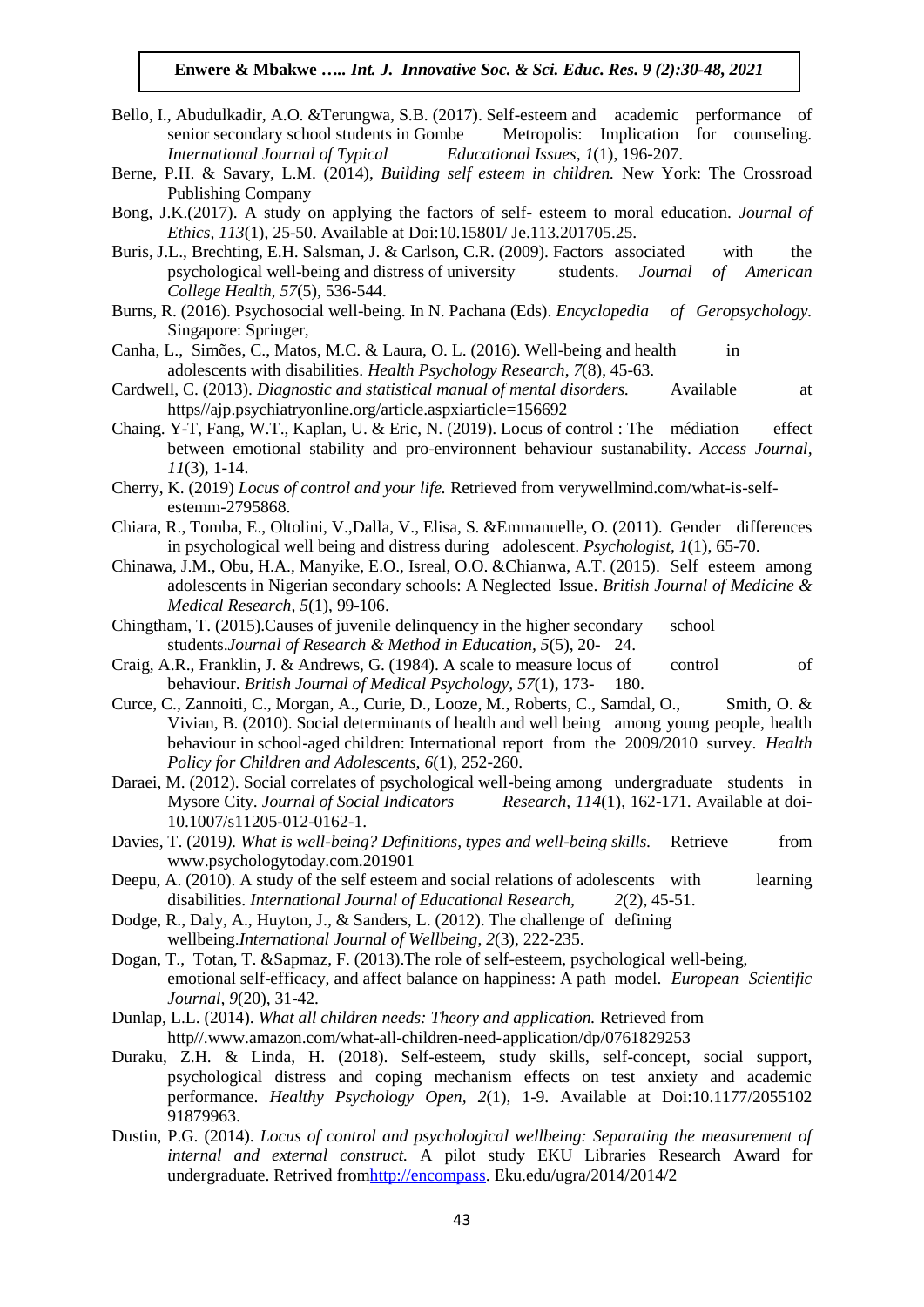Bello, I., Abudulkadir, A.O. &Terungwa, S.B. (2017). Self-esteem and academic performance of senior secondary school students in Gombe Metropolis: Implication for counseling. *International Journal of Typical Educational Issues, 1*(1), 196-207.

Berne, P.H. & Savary, L.M. (2014), *Building self esteem in children.* New York: The Crossroad Publishing Company

Bong, J.K.(2017). A study on applying the factors of self- esteem to moral education. *Journal of Ethics, 113*(1), 25-50. Available at Doi:10.15801/ Je.113.201705.25.

Buris, J.L., Brechting, E.H. Salsman, J. & Carlson, C.R. (2009). Factors associated with the psychological well-being and distress of university students. *Journal of American College Health, 57*(5), 536-544.

Burns, R. (2016). Psychosocial well-being. In N. Pachana (Eds). *Encyclopedia of Geropsychology.* Singapore: Springer,

Canha, L., Simões, C., Matos, M.C. & Laura, O. L. (2016). Well-being and health in adolescents with disabilities. *Health Psychology Research, 7*(8), 45-63.

Cardwell, C. (2013). *Diagnostic and statistical manual of mental disorders.* Available at https//ajp.psychiatryonline.org/article.aspxiarticle=156692

Chaing. Y-T, Fang, W.T., Kaplan, U. & Eric, N. (2019). Locus of control : The médiation effect between emotional stability and pro-environnent behaviour sustanability. *Access Journal, 11*(3), 1-14.

Cherry, K. (2019) *Locus of control and your life.* Retrieved from verywellmind.com/what-is-self-estemm-2795868.

Chiara, R., Tomba, E., Oltolini, V.,Dalla, V., Elisa, S. &Emmanuelle, O. (2011). Gender differences in psychological well being and distress during adolescent. *Psychologist, 1*(1), 65-70.

Chinawa, J.M., Obu, H.A., Manyike, E.O., Isreal, O.O. &Chianwa, A.T. (2015). Self esteem among adolescents in Nigerian secondary schools: A Neglected Issue. *British Journal of Medicine & Medical Research, 5*(1), 99-106.

Chingtham, T. (2015).Causes of juvenile delinquency in the higher secondary school students.*Journal of Research & Method in Education, 5*(5), 20- 24.

Craig, A.R., Franklin, J. & Andrews, G. (1984). A scale to measure locus of control of behaviour. *British Journal of Medical Psychology, 57*(1), 173- 180.

Curce, C., Zannoiti, C., Morgan, A., Curie, D., Looze, M., Roberts, C., Samdal, O., Smith, O. & Vivian, B. (2010). Social determinants of health and well being among young people, health behaviour in school-aged children: International report from the 2009/2010 survey. *Health Policy for Children and Adolescents, 6*(1), 252-260.

Daraei, M. (2012). Social correlates of psychological well-being among undergraduate students in Mysore City. *Journal of Social Indicators Research, 114*(1), 162-171. Available at doi-10.1007/s11205-012-0162-1.

Davies, T. (2019*). What is well-being? Definitions, types and well-being skills.* Retrieve from www.psychologytoday.com.201901

Deepu, A. (2010). A study of the self esteem and social relations of adolescents with learning disabilities. *International Journal of Educational Research, 2*(2), 45-51.

Dodge, R., Daly, A., Huyton, J., & Sanders, L. (2012). The challenge of defining wellbeing.*International Journal of Wellbeing, 2*(3), 222-235.

Dogan, T., Totan, T. &Sapmaz, F. (2013).The role of self-esteem, psychological well-being, emotional self-efficacy, and affect balance on happiness: A path model. *European Scientific Journal, 9*(20), 31-42.

Dunlap, L.L. (2014). *What all children needs: Theory and application.* Retrieved from http//.www.amazon.com/what-all-children-need-application/dp/0761829253

Duraku, Z.H. & Linda, H. (2018). Self-esteem, study skills, self-concept, social support, psychological distress and coping mechanism effects on test anxiety and academic performance. *Healthy Psychology Open, 2*(1), 1-9. Available at Doi:10.1177/2055102 91879963.

Dustin, P.G. (2014). *Locus of control and psychological wellbeing: Separating the measurement of internal and external construct.* A pilot study EKU Libraries Research Award for undergraduate. Retrived fromhttp://encompass. Eku.edu/ugra/2014/2014/2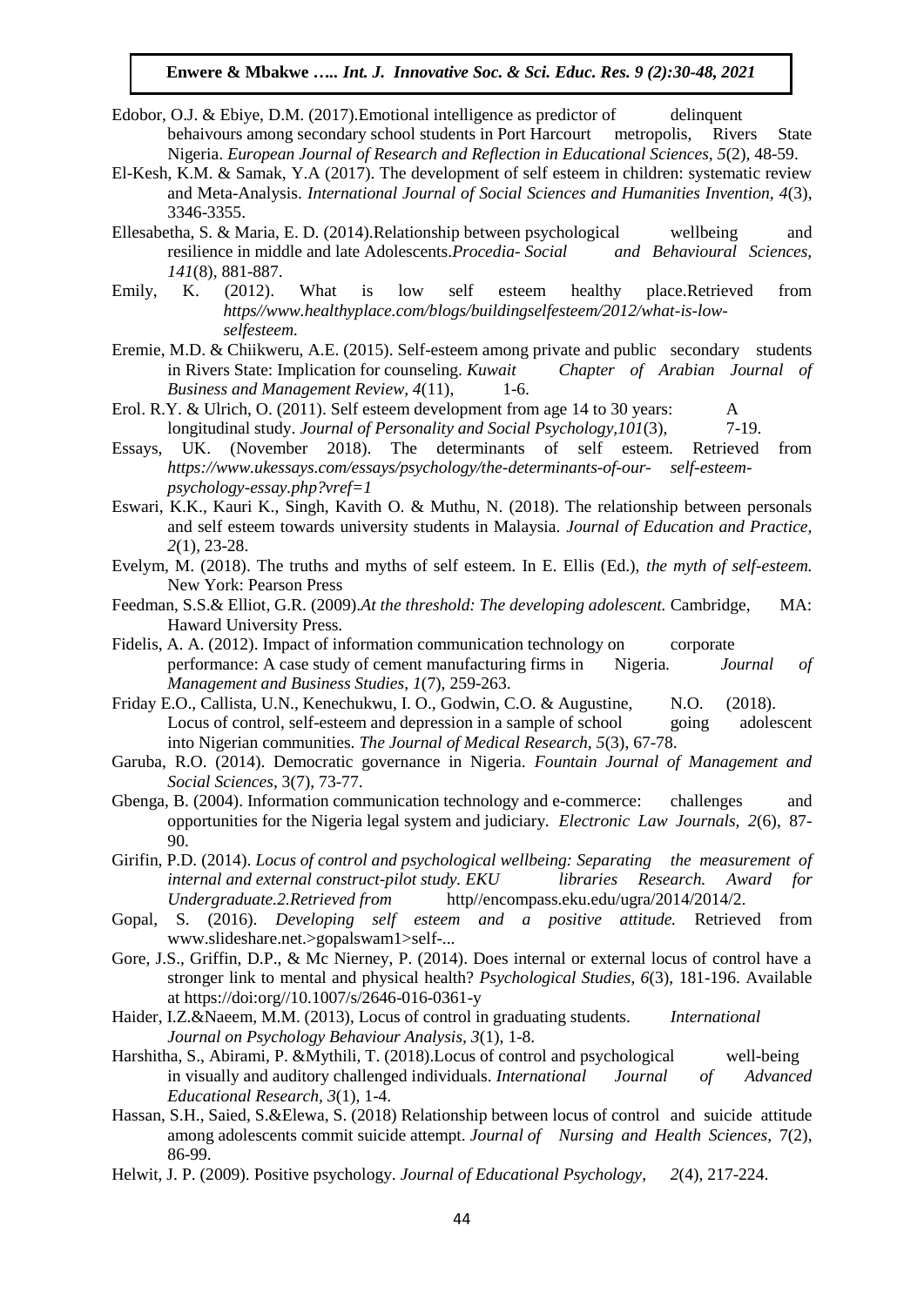Edobor, O.J. & Ebiye, D.M. (2017).Emotional intelligence as predictor of delinquent behaivours among secondary school students in Port Harcourt metropolis, Rivers State Nigeria. *European Journal of Research and Reflection in Educational Sciences, 5*(2), 48-59.

El-Kesh, K.M. & Samak, Y.A (2017). The development of self esteem in children: systematic review and Meta-Analysis. *International Journal of Social Sciences and Humanities Invention, 4*(3), 3346-3355.

Ellesabetha, S. & Maria, E. D. (2014).Relationship between psychological wellbeing and resilience in middle and late Adolescents.*Procedia- Social and Behavioural Sciences, 141*(8), 881-887.

Emily, K. (2012). What is low self esteem healthy place.Retrieved from *https//www.healthyplace.com/blogs/buildingselfesteem/2012/what-is-low-selfesteem.*

Eremie, M.D. & Chiikweru, A.E. (2015). Self-esteem among private and public secondary students in Rivers State: Implication for counseling. *Kuwait Chapter of Arabian Journal of Business and Management Review, 4*(11), 1-6.

Erol. R.Y. & Ulrich, O. (2011). Self esteem development from age 14 to 30 years: A longitudinal study. *Journal of Personality and Social Psychology,101*(3), 7-19.

Essays, UK. (November 2018). The determinants of self esteem. Retrieved from *https://www.ukessays.com/essays/psychology/the-determinants-of-our- self-esteem-psychology-essay.php?vref=1*

Eswari, K.K., Kauri K., Singh, Kavith O. & Muthu, N. (2018). The relationship between personals and self esteem towards university students in Malaysia. *Journal of Education and Practice, 2*(1), 23-28.

Evelym, M. (2018). The truths and myths of self esteem. In E. Ellis (Ed.), *the myth of self-esteem.* New York: Pearson Press

Feedman, S.S.& Elliot, G.R. (2009).*At the threshold: The developing adolescent.* Cambridge, MA: Haward University Press.

Fidelis, A. A. (2012). Impact of information communication technology on corporate performance: A case study of cement manufacturing firms in Nigeria. *Journal of Management and Business Studies, 1*(7), 259-263.

Friday E.O., Callista, U.N., Kenechukwu, I. O., Godwin, C.O. & Augustine, N.O. (2018). Locus of control, self-esteem and depression in a sample of school going adolescent into Nigerian communities. *The Journal of Medical Research, 5*(3), 67-78.

Garuba, R.O. (2014). Democratic governance in Nigeria. *Fountain Journal of Management and Social Sciences*, 3(7), 73-77.

Gbenga, B. (2004). Information communication technology and e-commerce: challenges and opportunities for the Nigeria legal system and judiciary. *Electronic Law Journals, 2*(6), 87-90.

Girifin, P.D. (2014). *Locus of control and psychological wellbeing: Separating the measurement of internal and external construct-pilot study. EKU libraries Research. Award for Undergraduate.2.Retrieved from* http//encompass.eku.edu/ugra/2014/2014/2.

Gopal, S. (2016). *Developing self esteem and a positive attitude.* Retrieved from www.slideshare.net.>gopalswam1>self-...

Gore, J.S., Griffin, D.P., & Mc Nierney, P. (2014). Does internal or external locus of control have a stronger link to mental and physical health? *Psychological Studies, 6*(3), 181-196. Available at https://doi:org//10.1007/s/2646-016-0361-y

Haider, I.Z.&Naeem, M.M. (2013), Locus of control in graduating students. *International Journal on Psychology Behaviour Analysis, 3*(1), 1-8.

Harshitha, S., Abirami, P. &Mythili, T. (2018).Locus of control and psychological well-being in visually and auditory challenged individuals. *International Journal of Advanced Educational Research, 3*(1), 1-4.

Hassan, S.H., Saied, S.&Elewa, S. (2018) Relationship between locus of control and suicide attitude among adolescents commit suicide attempt. *Journal of Nursing and Health Sciences,* 7(2), 86-99.

Helwit, J. P. (2009). Positive psychology. *Journal of Educational Psychology, 2*(4), 217-224.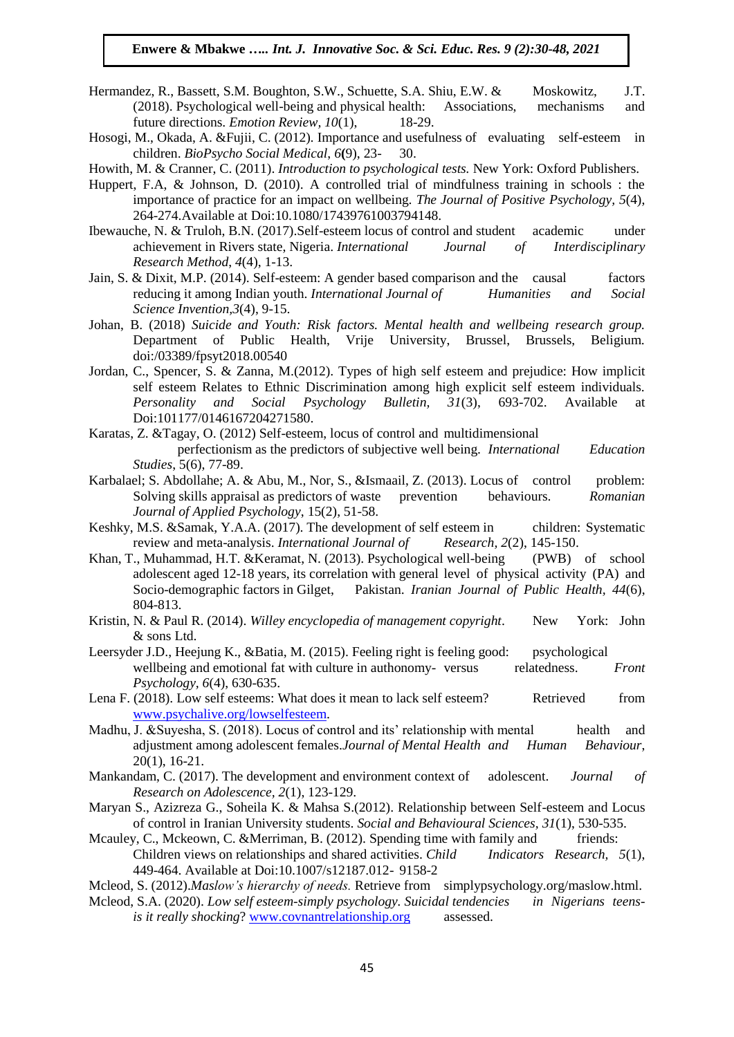Hermandez, R., Bassett, S.M. Boughton, S.W., Schuette, S.A. Shiu, E.W. & Moskowitz, J.T. (2018). Psychological well-being and physical health: Associations, mechanisms and future directions. *Emotion Review*, *10*(1), 18-29.

Hosogi, M., Okada, A. &Fujii, C. (2012). Importance and usefulness of evaluating self-esteem in children. *BioPsycho Social Medical*, *6***(**9), 23- 30.

Howith, M. & Cranner, C. (2011). *Introduction to psychological tests.* New York: Oxford Publishers.

Huppert, F.A, & Johnson, D. (2010). A controlled trial of mindfulness training in schools : the importance of practice for an impact on wellbeing. *The Journal of Positive Psychology*, *5*(4), 264-274.Available at Doi:10.1080/17439761003794148.

Ibewauche, N. & Truloh, B.N. (2017).Self-esteem locus of control and student academic under achievement in Rivers state, Nigeria. *International Journal of Interdisciplinary Research Method*, *4*(4), 1-13.

Jain, S. & Dixit, M.P. (2014). Self-esteem: A gender based comparison and the causal factors reducing it among Indian youth. *International Journal of Humanities and Social Science Invention*,*3*(4), 9-15.

Johan, B. (2018) *Suicide and Youth: Risk factors. Mental health and wellbeing research group.* Department of Public Health, Vrije University, Brussel, Brussels, Beligium. doi:/03389/fpsyt2018.00540

Jordan, C., Spencer, S. & Zanna, M.(2012). Types of high self esteem and prejudice: How implicit self esteem Relates to Ethnic Discrimination among high explicit self esteem individuals. *Personality and Social Psychology Bulletin*, *31*(3), 693-702. Available at Doi:101177/0146167204271580.

Karatas, Z. &Tagay, O. (2012) Self-esteem, locus of control and multidimensional perfectionism as the predictors of subjective well being. *International Education Studies*, 5(6), 77-89.

Karbalael; S. Abdollahe; A. & Abu, M., Nor, S., &Ismaail, Z. (2013). Locus of control problem: Solving skills appraisal as predictors of waste prevention behaviours. *Romanian Journal of Applied Psychology*, 15(2), 51-58.

Keshky, M.S. &Samak, Y.A.A. (2017). The development of self esteem in children: Systematic review and meta-analysis. *International Journal of Research, 2*(2), 145-150.

Khan, T., Muhammad, H.T. &Keramat, N. (2013). Psychological well-being (PWB) of school adolescent aged 12-18 years, its correlation with general level of physical activity (PA) and Socio-demographic factors in Gilget, Pakistan. *Iranian Journal of Public Health, 44*(6), 804-813.

Kristin, N. & Paul R. (2014). *Willey encyclopedia of management copyright*. New York: John & sons Ltd.

Leersyder J.D., Heejung K., &Batia, M. (2015). Feeling right is feeling good: psychological wellbeing and emotional fat with culture in authonomy- versus relatedness. *Front Psychology, 6*(4), 630-635.

Lena F. (2018). Low self esteems: What does it mean to lack self esteem? Retrieved from www.psychalive.org/lowselfesteem.

Madhu, J. &Suyesha, S. (2018). Locus of control and its' relationship with mental health and adjustment among adolescent females.*Journal of Mental Health and Human Behaviour*, 20(1), 16-21.

Mankandam, C. (2017). The development and environment context of adolescent. *Journal of Research on Adolescence*, *2*(1), 123-129.

Maryan S., Azizreza G., Soheila K. & Mahsa S.(2012). Relationship between Self-esteem and Locus of control in Iranian University students. *Social and Behavioural Sciences, 31*(1), 530-535.

Mcauley, C., Mckeown, C. &Merriman, B. (2012). Spending time with family and friends: Children views on relationships and shared activities. *Child Indicators Research, 5*(1), 449-464. Available at Doi:10.1007/s12187.012- 9158-2

Mcleod, S. (2012).*Maslow's hierarchy of needs.* Retrieve from simplypsychology.org/maslow.html.

Mcleod, S.A. (2020). *Low self esteem-simply psychology. Suicidal tendencies in Nigerians teens-is it really shocking*? www.covnantrelationship.org assessed.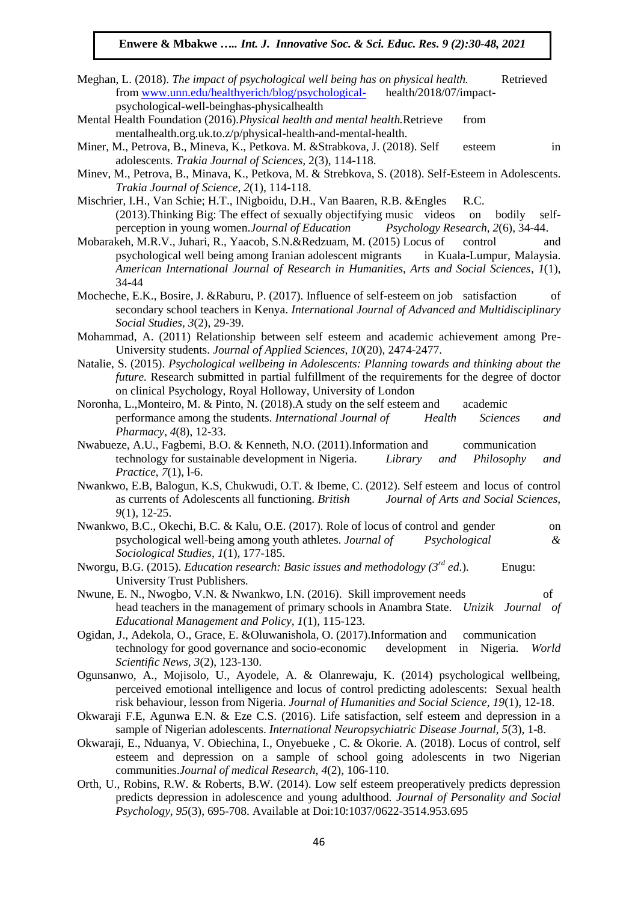Meghan, L. (2018). *The impact of psychological well being has on physical health.* Retrieved from www.unn.edu/healthyerich/blog/psychological- health/2018/07/impact-psychological-well-beinghas-physicalhealth

Mental Health Foundation (2016).*Physical health and mental health.*Retrieve from mentalhealth.org.uk.to.z/p/physical-health-and-mental-health.

Miner, M., Petrova, B., Mineva, K., Petkova. M. &Strabkova, J. (2018). Self esteem in adolescents. *Trakia Journal of Sciences,* 2(3), 114-118.

Minev, M., Petrova, B., Minava, K., Petkova, M. & Strebkova, S. (2018). Self-Esteem in Adolescents. *Trakia Journal of Science, 2*(1), 114-118.

Mischrier, I.H., Van Schie; H.T., INigboidu, D.H., Van Baaren, R.B. &Engles R.C. (2013).Thinking Big: The effect of sexually objectifying music videos on bodily self-perception in young women.*Journal of Education Psychology Research*, *2*(6), 34-44.

Mobarakeh, M.R.V., Juhari, R., Yaacob, S.N.&Redzuam, M. (2015) Locus of control and psychological well being among Iranian adolescent migrants in Kuala-Lumpur, Malaysia. *American International Journal of Research in Humanities, Arts and Social Sciences*, *1*(1), 34-44

Mocheche, E.K., Bosire, J. &Raburu, P. (2017). Influence of self-esteem on job satisfaction of secondary school teachers in Kenya. *International Journal of Advanced and Multidisciplinary Social Studies, 3*(2), 29-39.

Mohammad, A. (2011) Relationship between self esteem and academic achievement among Pre-University students. *Journal of Applied Sciences, 10*(20), 2474-2477.

Natalie, S. (2015). *Psychological wellbeing in Adolescents: Planning towards and thinking about the future.* Research submitted in partial fulfillment of the requirements for the degree of doctor on clinical Psychology, Royal Holloway, University of London

Noronha, L.,Monteiro, M. & Pinto, N. (2018).A study on the self esteem and academic performance among the students. *International Journal of Health Sciences and Pharmacy*, *4*(8), 12-33.

Nwabueze, A.U., Fagbemi, B.O. & Kenneth, N.O. (2011).Information and communication technology for sustainable development in Nigeria. *Library and Philosophy and Practice*, *7*(1), l-6.

Nwankwo, E.B, Balogun, K.S, Chukwudi, O.T. & Ibeme, C. (2012). Self esteem and locus of control as currents of Adolescents all functioning. *British Journal of Arts and Social Sciences*, *9*(1), 12-25.

Nwankwo, B.C., Okechi, B.C. & Kalu, O.E. (2017). Role of locus of control and gender on psychological well-being among youth athletes. *Journal of Psychological & Sociological Studies, 1*(1), 177-185.

Nworgu, B.G. (2015). *Education research: Basic issues and methodology (3rd ed.).* Enugu: University Trust Publishers.

Nwune, E. N., Nwogbo, V.N. & Nwankwo, I.N. (2016). Skill improvement needs of head teachers in the management of primary schools in Anambra State. *Unizik Journal of Educational Management and Policy, 1*(1), 115-123.

Ogidan, J., Adekola, O., Grace, E. &Oluwanishola, O. (2017).Information and communication technology for good governance and socio-economic development in Nigeria. *World Scientific News, 3*(2), 123-130.

Ogunsanwo, A., Mojisolo, U., Ayodele, A. & Olanrewaju, K. (2014) psychological wellbeing, perceived emotional intelligence and locus of control predicting adolescents: Sexual health risk behaviour, lesson from Nigeria. *Journal of Humanities and Social Science, 19*(1), 12-18.

Okwaraji F.E, Agunwa E.N. & Eze C.S. (2016). Life satisfaction, self esteem and depression in a sample of Nigerian adolescents. *International Neuropsychiatric Disease Journal, 5*(3), 1-8.

Okwaraji, E., Nduanya, V. Obiechina, I., Onyebueke , C. & Okorie. A. (2018). Locus of control, self esteem and depression on a sample of school going adolescents in two Nigerian communities.*Journal of medical Research, 4*(2), 106-110.

Orth, U., Robins, R.W. & Roberts, B.W. (2014). Low self esteem preoperatively predicts depression predicts depression in adolescence and young adulthood. *Journal of Personality and Social Psychology*, *95*(3), 695-708. Available at Doi:10:1037/0622-3514.953.695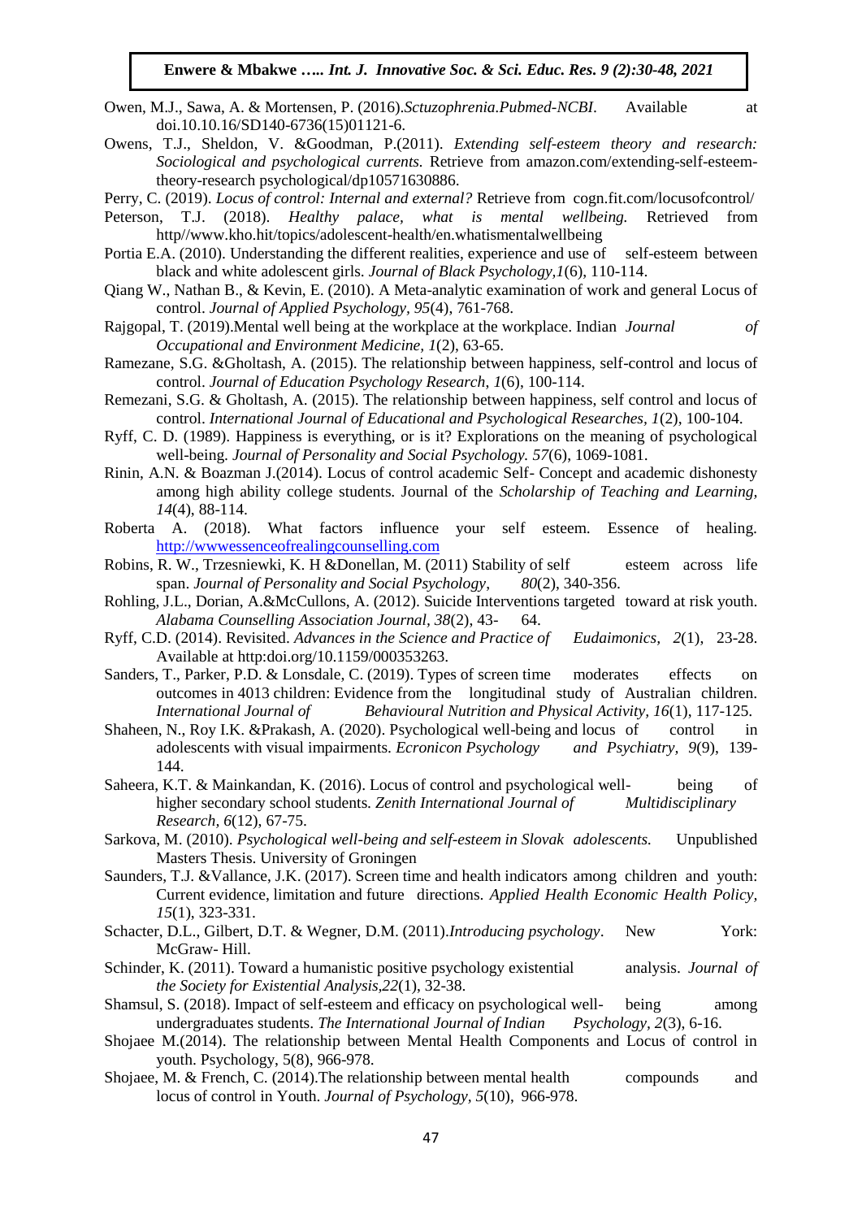Owen, M.J., Sawa, A. & Mortensen, P. (2016).*Sctuzophrenia.Pubmed-NCBI*. Available at doi.10.10.16/SD140-6736(15)01121-6.

Owens, T.J., Sheldon, V. &Goodman, P.(2011). *Extending self-esteem theory and research: Sociological and psychological currents.* Retrieve from amazon.com/extending-self-esteem-theory-research psychological/dp10571630886.

Perry, C. (2019). *Locus of control: Internal and external?* Retrieve from cogn.fit.com/locusofcontrol/

Peterson, T.J. (2018). *Healthy palace, what is mental wellbeing.* Retrieved from http//www.kho.hit/topics/adolescent-health/en.whatismentalwellbeing

Portia E.A. (2010). Understanding the different realities, experience and use of self-esteem between black and white adolescent girls. *Journal of Black Psychology,1*(6), 110-114.

Qiang W., Nathan B., & Kevin, E. (2010). A Meta-analytic examination of work and general Locus of control. *Journal of Applied Psychology, 95*(4), 761-768.

Rajgopal, T. (2019).Mental well being at the workplace at the workplace. Indian *Journal of Occupational and Environment Medicine, 1*(2), 63-65.

Ramezane, S.G. &Gholtash, A. (2015). The relationship between happiness, self-control and locus of control. *Journal of Education Psychology Research, 1*(6), 100-114.

Remezani, S.G. & Gholtash, A. (2015). The relationship between happiness, self control and locus of control. *International Journal of Educational and Psychological Researches, 1*(2), 100-104.

Ryff, C. D. (1989). Happiness is everything, or is it? Explorations on the meaning of psychological well-being. *Journal of Personality and Social Psychology. 57*(6), 1069-1081.

Rinin, A.N. & Boazman J.(2014). Locus of control academic Self- Concept and academic dishonesty among high ability college students. Journal of the *Scholarship of Teaching and Learning, 14*(4), 88-114.

Roberta A. (2018). What factors influence your self esteem. Essence of healing. http://wwwessenceofrealingcounselling.com

Robins, R. W., Trzesniewki, K. H &Donellan, M. (2011) Stability of self esteem across life span. *Journal of Personality and Social Psychology, 80*(2), 340-356.

Rohling, J.L., Dorian, A.&McCullons, A. (2012). Suicide Interventions targeted toward at risk youth. *Alabama Counselling Association Journal, 38*(2), 43- 64.

Ryff, C.D. (2014). Revisited. *Advances in the Science and Practice of Eudaimonics, 2*(1), 23-28. Available at http:doi.org/10.1159/000353263.

Sanders, T., Parker, P.D. & Lonsdale, C. (2019). Types of screen time moderates effects on outcomes in 4013 children: Evidence from the longitudinal study of Australian children. *International Journal of Behavioural Nutrition and Physical Activity, 16*(1), 117-125.

Shaheen, N., Roy I.K. &Prakash, A. (2020). Psychological well-being and locus of control in adolescents with visual impairments. *Ecronicon Psychology and Psychiatry, 9*(9), 139-144.

Saheera, K.T. & Mainkandan, K. (2016). Locus of control and psychological well- being of higher secondary school students. *Zenith International Journal of Multidisciplinary Research, 6*(12), 67-75.

Sarkova, M. (2010). *Psychological well-being and self-esteem in Slovak adolescents.* Unpublished Masters Thesis. University of Groningen

Saunders, T.J. &Vallance, J.K. (2017). Screen time and health indicators among children and youth: Current evidence, limitation and future directions. *Applied Health Economic Health Policy, 15*(1), 323-331.

Schacter, D.L., Gilbert, D.T. & Wegner, D.M. (2011).*Introducing psychology*. New York: McGraw- Hill.

Schinder, K. (2011). Toward a humanistic positive psychology existential analysis. *Journal of the Society for Existential Analysis,22*(1), 32-38.

Shamsul, S. (2018). Impact of self-esteem and efficacy on psychological well- being among undergraduates students. *The International Journal of Indian Psychology, 2*(3), 6-16.

Shojaee M.(2014). The relationship between Mental Health Components and Locus of control in youth. Psychology, 5(8), 966-978.

Shojaee, M. & French, C. (2014).The relationship between mental health compounds and locus of control in Youth. *Journal of Psychology, 5*(10), 966-978.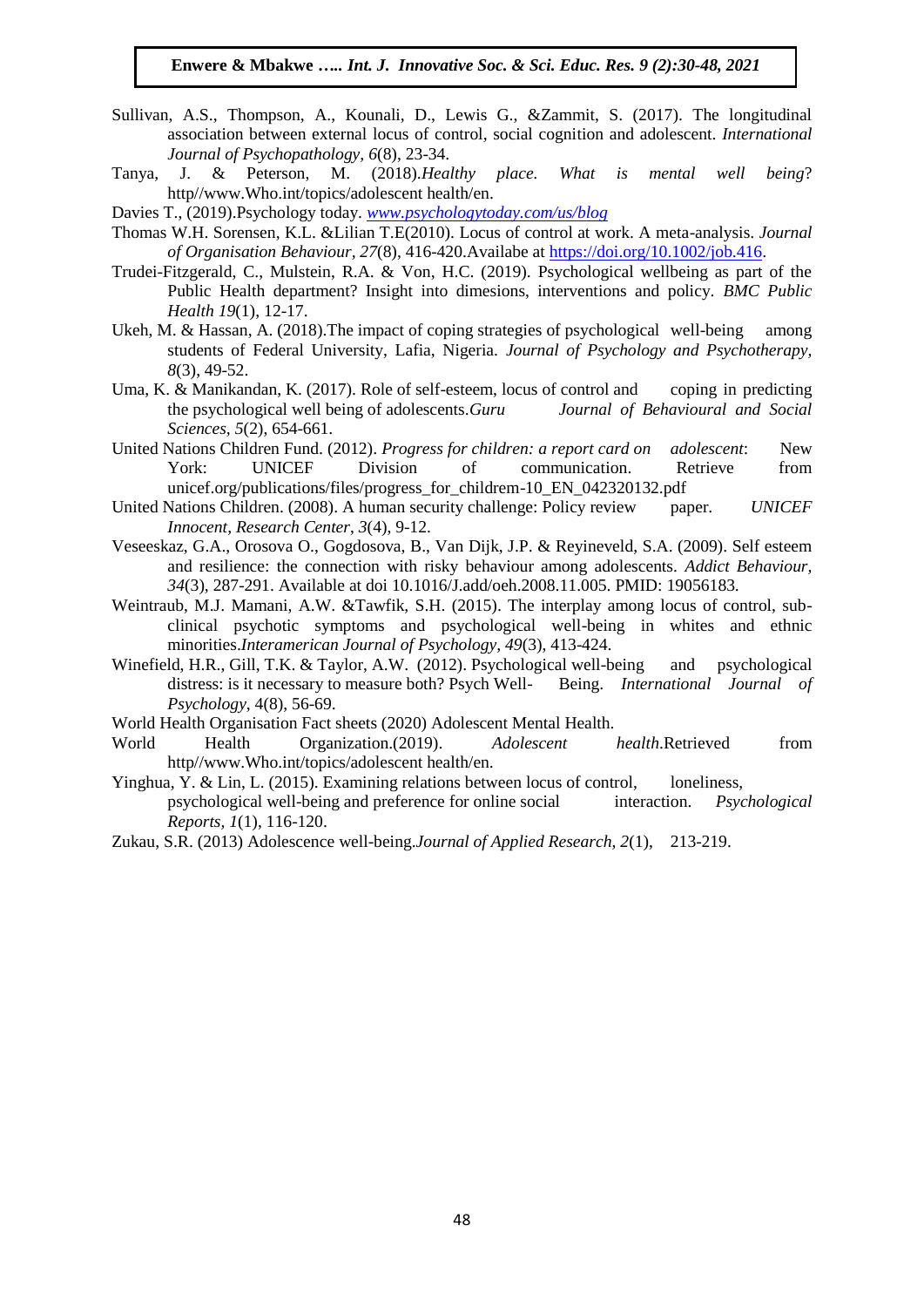Sullivan, A.S., Thompson, A., Kounali, D., Lewis G., &Zammit, S. (2017). The longitudinal association between external locus of control, social cognition and adolescent. *International Journal of Psychopathology, 6*(8), 23-34.

Tanya, J. & Peterson, M. (2018).*Healthy place. What is mental well being*? http//www.Who.int/topics/adolescent health/en.

Davies T., (2019).Psychology today. *www.psychologytoday.com/us/blog*

Thomas W.H. Sorensen, K.L. &Lilian T.E(2010). Locus of control at work. A meta-analysis. *Journal of Organisation Behaviour, 27*(8), 416-420.Availabe at https://doi.org/10.1002/job.416.

Trudei-Fitzgerald, C., Mulstein, R.A. & Von, H.C. (2019). Psychological wellbeing as part of the Public Health department? Insight into dimesions, interventions and policy. *BMC Public Health 19*(1), 12-17.

Ukeh, M. & Hassan, A. (2018).The impact of coping strategies of psychological well-being among students of Federal University, Lafia, Nigeria. *Journal of Psychology and Psychotherapy, 8*(3), 49-52.

Uma, K. & Manikandan, K. (2017). Role of self-esteem, locus of control and coping in predicting the psychological well being of adolescents.*Guru Journal of Behavioural and Social Sciences, 5*(2), 654-661.

United Nations Children Fund. (2012). *Progress for children: a report card on adolescent*: New York: UNICEF Division of communication. Retrieve from unicef.org/publications/files/progress_for_childrem-10_EN_042320132.pdf

United Nations Children. (2008). A human security challenge: Policy review paper. *UNICEF Innocent, Research Center, 3*(4), 9-12.

Veseeskaz, G.A., Orosova O., Gogdosova, B., Van Dijk, J.P. & Reyineveld, S.A. (2009). Self esteem and resilience: the connection with risky behaviour among adolescents. *Addict Behaviour, 34*(3), 287-291. Available at doi 10.1016/J.add/oeh.2008.11.005. PMID: 19056183.

Weintraub, M.J. Mamani, A.W. &Tawfik, S.H. (2015). The interplay among locus of control, sub-clinical psychotic symptoms and psychological well-being in whites and ethnic minorities.*Interamerican Journal of Psychology, 49*(3), 413-424.

Winefield, H.R., Gill, T.K. & Taylor, A.W. (2012). Psychological well-being and psychological distress: is it necessary to measure both? Psych Well- Being. *International Journal of Psychology*, 4(8), 56-69.

World Health Organisation Fact sheets (2020) Adolescent Mental Health.

World Health Organization.(2019). *Adolescent health*.Retrieved from http//www.Who.int/topics/adolescent health/en.

Yinghua, Y. & Lin, L. (2015). Examining relations between locus of control, loneliness, psychological well-being and preference for online social interaction. *Psychological Reports, 1*(1), 116-120.

Zukau, S.R. (2013) Adolescence well-being.*Journal of Applied Research, 2*(1), 213-219.